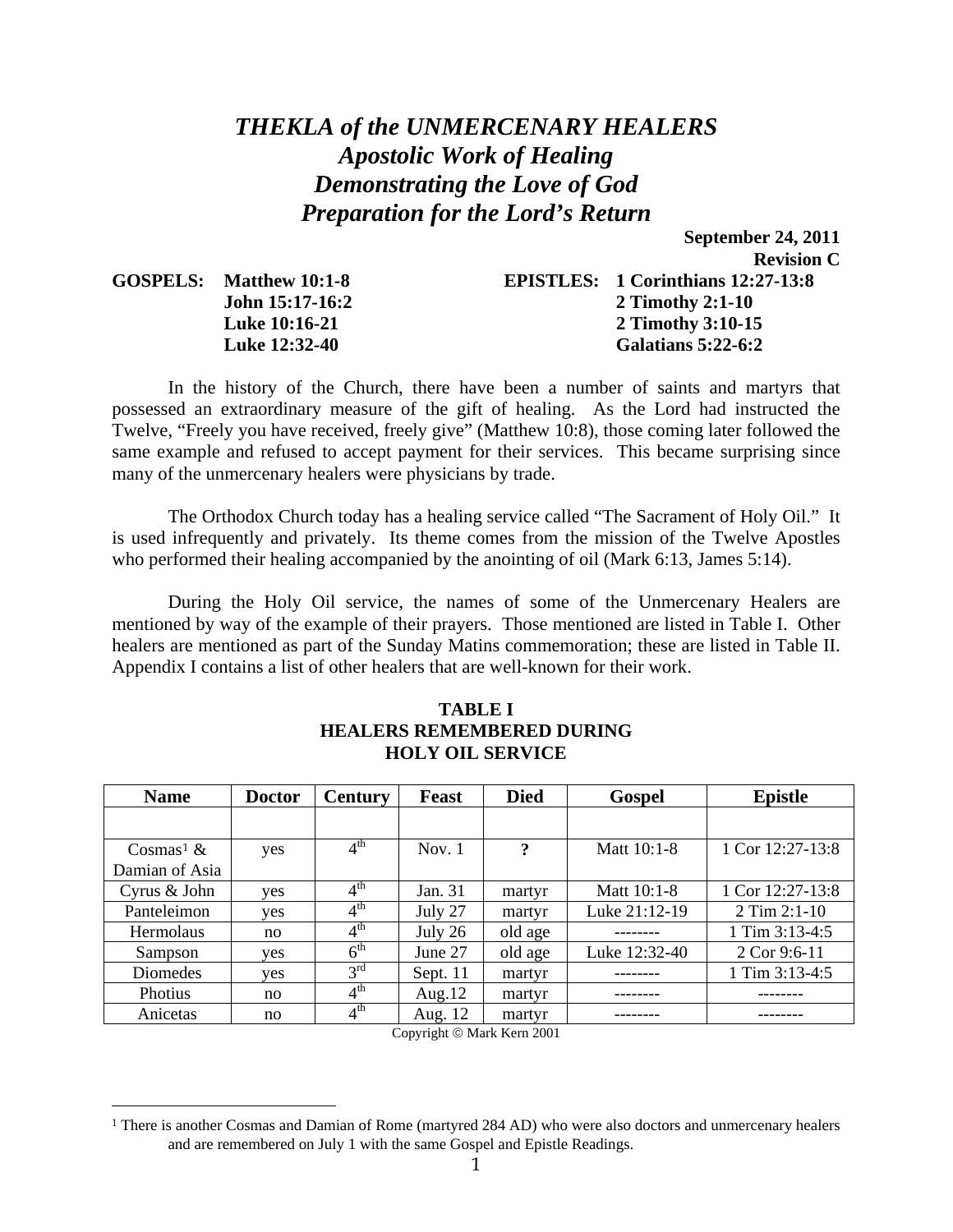# *THEKLA of the UNMERCENARY HEALERS*
# *Apostolic Work of Healing*
# *Demonstrating the Love of God*
# *Preparation for the Lord's Return*

**September 24, 2011**
**Revision C**

**GOSPELS:** **Matthew 10:1-8**
**John 15:17-16:2**
**Luke 10:16-21**
**Luke 12:32-40**

**EPISTLES:** **1 Corinthians 12:27-13:8**
**2 Timothy 2:1-10**
**2 Timothy 3:10-15**
**Galatians 5:22-6:2**

In the history of the Church, there have been a number of saints and martyrs that possessed an extraordinary measure of the gift of healing. As the Lord had instructed the Twelve, "Freely you have received, freely give" (Matthew 10:8), those coming later followed the same example and refused to accept payment for their services. This became surprising since many of the unmercenary healers were physicians by trade.

The Orthodox Church today has a healing service called "The Sacrament of Holy Oil." It is used infrequently and privately. Its theme comes from the mission of the Twelve Apostles who performed their healing accompanied by the anointing of oil (Mark 6:13, James 5:14).

During the Holy Oil service, the names of some of the Unmercenary Healers are mentioned by way of the example of their prayers. Those mentioned are listed in Table I. Other healers are mentioned as part of the Sunday Matins commemoration; these are listed in Table II. Appendix I contains a list of other healers that are well-known for their work.

**TABLE I**
**HEALERS REMEMBERED DURING HOLY OIL SERVICE**

| Name | Doctor | Century | Feast | Died | Gospel | Epistle |
|---|---|---|---|---|---|---|
| | | | | | | |
| Cosmas[1] & Damian of Asia | yes | 4th | Nov. 1 | **?** | Matt 10:1-8 | 1 Cor 12:27-13:8 |
| Cyrus & John | yes | 4th | Jan. 31 | martyr | Matt 10:1-8 | 1 Cor 12:27-13:8 |
| Panteleimon | yes | 4th | July 27 | martyr | Luke 21:12-19 | 2 Tim 2:1-10 |
| Hermolaus | no | 4th | July 26 | old age | -------- | 1 Tim 3:13-4:5 |
| Sampson | yes | 6th | June 27 | old age | Luke 12:32-40 | 2 Cor 9:6-11 |
| Diomedes | yes | 3rd | Sept. 11 | martyr | -------- | 1 Tim 3:13-4:5 |
| Photius | no | 4th | Aug.12 | martyr | -------- | -------- |
| Anicetas | no | 4th | Aug. 12 | martyr | -------- | -------- |

Copyright © Mark Kern 2001

[1] There is another Cosmas and Damian of Rome (martyred 284 AD) who were also doctors and unmercenary healers and are remembered on July 1 with the same Gospel and Epistle Readings.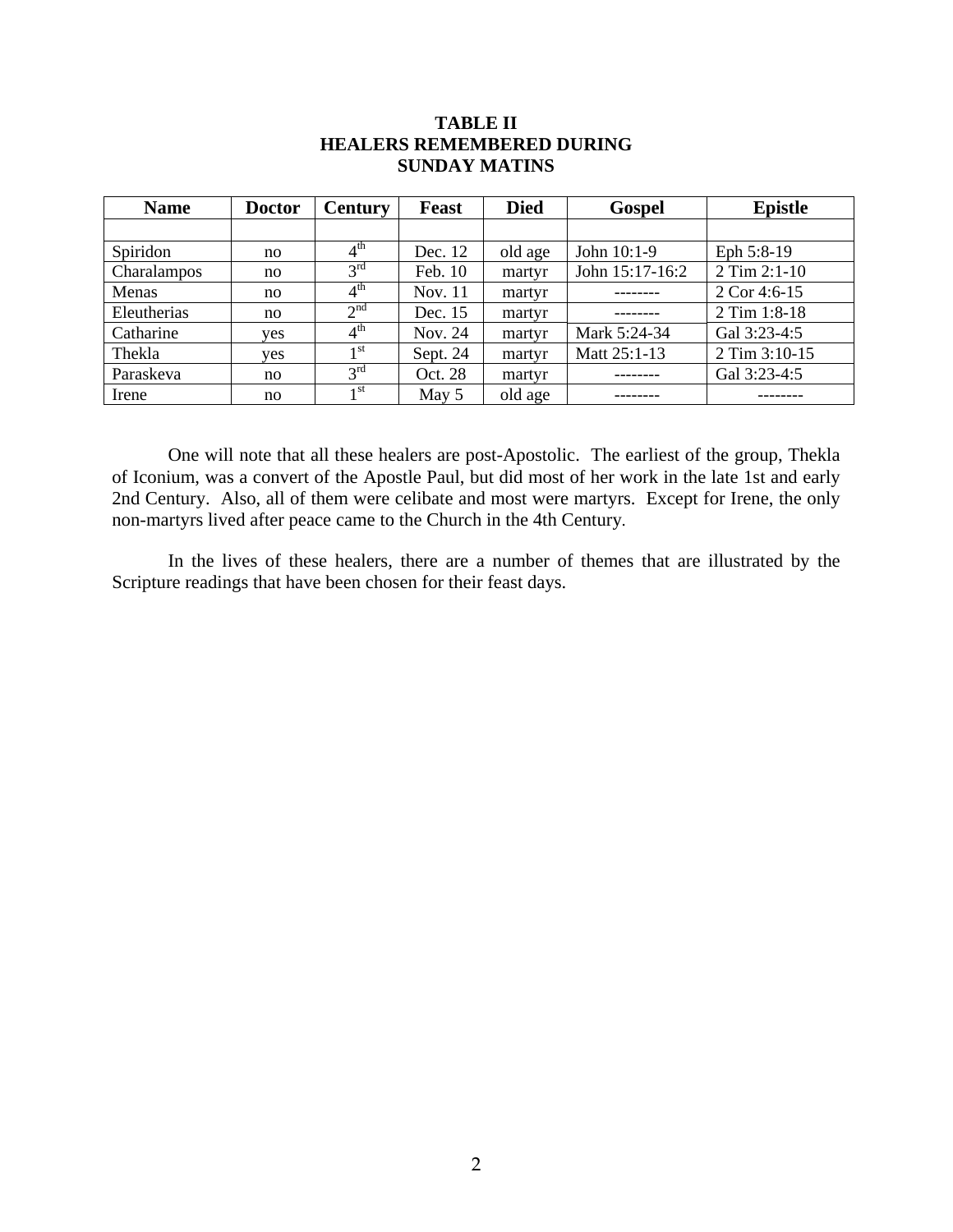**TABLE II**
**HEALERS REMEMBERED DURING**
**SUNDAY MATINS**

| Name | Doctor | Century | Feast | Died | Gospel | Epistle |
|---|---|---|---|---|---|---|
| | | | | | | |
| Spiridon | no | 4th | Dec. 12 | old age | John 10:1-9 | Eph 5:8-19 |
| Charalampos | no | 3rd | Feb. 10 | martyr | John 15:17-16:2 | 2 Tim 2:1-10 |
| Menas | no | 4th | Nov. 11 | martyr | -------- | 2 Cor 4:6-15 |
| Eleutherias | no | 2nd | Dec. 15 | martyr | -------- | 2 Tim 1:8-18 |
| Catharine | yes | 4th | Nov. 24 | martyr | Mark 5:24-34 | Gal 3:23-4:5 |
| Thekla | yes | 1st | Sept. 24 | martyr | Matt 25:1-13 | 2 Tim 3:10-15 |
| Paraskeva | no | 3rd | Oct. 28 | martyr | -------- | Gal 3:23-4:5 |
| Irene | no | 1st | May 5 | old age | -------- | -------- |

One will note that all these healers are post-Apostolic. The earliest of the group, Thekla of Iconium, was a convert of the Apostle Paul, but did most of her work in the late 1st and early 2nd Century. Also, all of them were celibate and most were martyrs. Except for Irene, the only non-martyrs lived after peace came to the Church in the 4th Century.

In the lives of these healers, there are a number of themes that are illustrated by the Scripture readings that have been chosen for their feast days.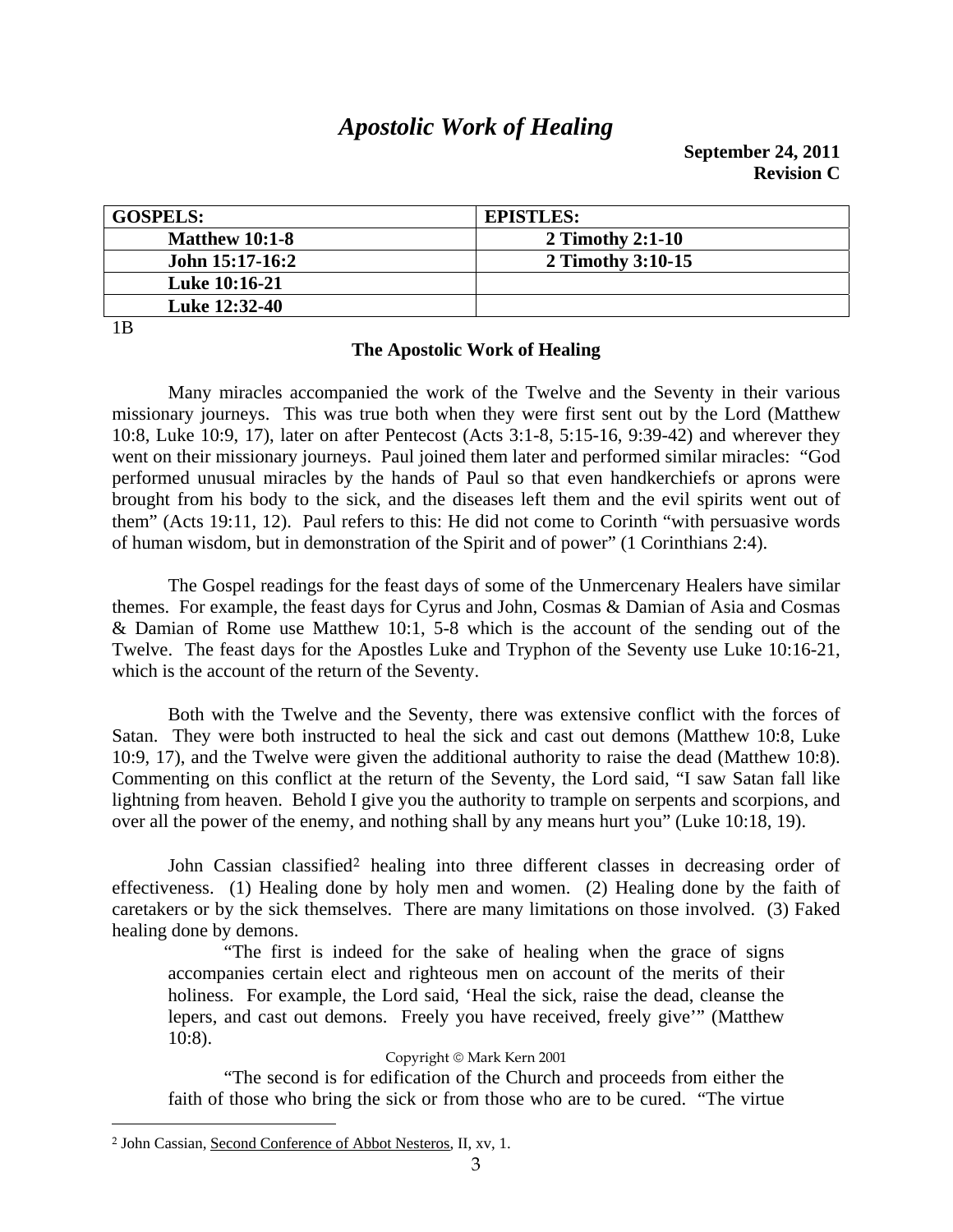# *Apostolic Work of Healing*

**September 24, 2011**
**Revision C**

| GOSPELS: | EPISTLES: |
|---|---|
| **Matthew 10:1-8** | **2 Timothy 2:1-10** |
| **John 15:17-16:2** | **2 Timothy 3:10-15** |
| **Luke 10:16-21** | |
| **Luke 12:32-40** | |

1B

## The Apostolic Work of Healing

Many miracles accompanied the work of the Twelve and the Seventy in their various missionary journeys. This was true both when they were first sent out by the Lord (Matthew 10:8, Luke 10:9, 17), later on after Pentecost (Acts 3:1-8, 5:15-16, 9:39-42) and wherever they went on their missionary journeys. Paul joined them later and performed similar miracles: "God performed unusual miracles by the hands of Paul so that even handkerchiefs or aprons were brought from his body to the sick, and the diseases left them and the evil spirits went out of them" (Acts 19:11, 12). Paul refers to this: He did not come to Corinth "with persuasive words of human wisdom, but in demonstration of the Spirit and of power" (1 Corinthians 2:4).

The Gospel readings for the feast days of some of the Unmercenary Healers have similar themes. For example, the feast days for Cyrus and John, Cosmas & Damian of Asia and Cosmas & Damian of Rome use Matthew 10:1, 5-8 which is the account of the sending out of the Twelve. The feast days for the Apostles Luke and Tryphon of the Seventy use Luke 10:16-21, which is the account of the return of the Seventy.

Both with the Twelve and the Seventy, there was extensive conflict with the forces of Satan. They were both instructed to heal the sick and cast out demons (Matthew 10:8, Luke 10:9, 17), and the Twelve were given the additional authority to raise the dead (Matthew 10:8). Commenting on this conflict at the return of the Seventy, the Lord said, "I saw Satan fall like lightning from heaven. Behold I give you the authority to trample on serpents and scorpions, and over all the power of the enemy, and nothing shall by any means hurt you" (Luke 10:18, 19).

John Cassian classified[2] healing into three different classes in decreasing order of effectiveness. (1) Healing done by holy men and women. (2) Healing done by the faith of caretakers or by the sick themselves. There are many limitations on those involved. (3) Faked healing done by demons.

> "The first is indeed for the sake of healing when the grace of signs accompanies certain elect and righteous men on account of the merits of their holiness. For example, the Lord said, 'Heal the sick, raise the dead, cleanse the lepers, and cast out demons. Freely you have received, freely give'" (Matthew 10:8).
>
> Copyright © Mark Kern 2001
>
> "The second is for edification of the Church and proceeds from either the faith of those who bring the sick or from those who are to be cured. "The virtue

---

[2] John Cassian, Second Conference of Abbot Nesteros, II, xv, 1.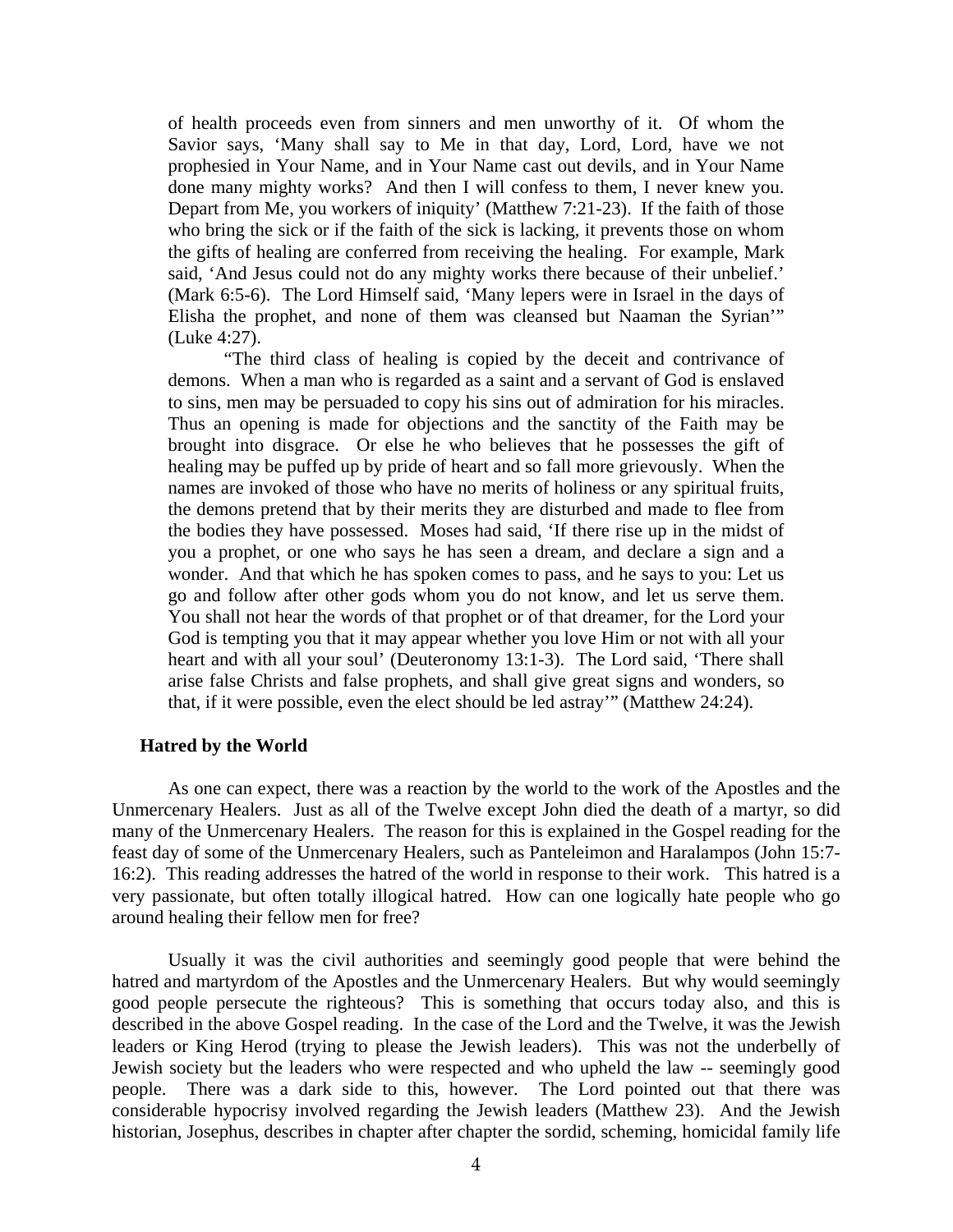of health proceeds even from sinners and men unworthy of it. Of whom the Savior says, 'Many shall say to Me in that day, Lord, Lord, have we not prophesied in Your Name, and in Your Name cast out devils, and in Your Name done many mighty works? And then I will confess to them, I never knew you. Depart from Me, you workers of iniquity' (Matthew 7:21-23). If the faith of those who bring the sick or if the faith of the sick is lacking, it prevents those on whom the gifts of healing are conferred from receiving the healing. For example, Mark said, 'And Jesus could not do any mighty works there because of their unbelief.' (Mark 6:5-6). The Lord Himself said, 'Many lepers were in Israel in the days of Elisha the prophet, and none of them was cleansed but Naaman the Syrian'" (Luke 4:27).

"The third class of healing is copied by the deceit and contrivance of demons. When a man who is regarded as a saint and a servant of God is enslaved to sins, men may be persuaded to copy his sins out of admiration for his miracles. Thus an opening is made for objections and the sanctity of the Faith may be brought into disgrace. Or else he who believes that he possesses the gift of healing may be puffed up by pride of heart and so fall more grievously. When the names are invoked of those who have no merits of holiness or any spiritual fruits, the demons pretend that by their merits they are disturbed and made to flee from the bodies they have possessed. Moses had said, 'If there rise up in the midst of you a prophet, or one who says he has seen a dream, and declare a sign and a wonder. And that which he has spoken comes to pass, and he says to you: Let us go and follow after other gods whom you do not know, and let us serve them. You shall not hear the words of that prophet or of that dreamer, for the Lord your God is tempting you that it may appear whether you love Him or not with all your heart and with all your soul' (Deuteronomy 13:1-3). The Lord said, 'There shall arise false Christs and false prophets, and shall give great signs and wonders, so that, if it were possible, even the elect should be led astray'" (Matthew 24:24).

### Hatred by the World

As one can expect, there was a reaction by the world to the work of the Apostles and the Unmercenary Healers. Just as all of the Twelve except John died the death of a martyr, so did many of the Unmercenary Healers. The reason for this is explained in the Gospel reading for the feast day of some of the Unmercenary Healers, such as Panteleimon and Haralampos (John 15:7-16:2). This reading addresses the hatred of the world in response to their work. This hatred is a very passionate, but often totally illogical hatred. How can one logically hate people who go around healing their fellow men for free?

Usually it was the civil authorities and seemingly good people that were behind the hatred and martyrdom of the Apostles and the Unmercenary Healers. But why would seemingly good people persecute the righteous? This is something that occurs today also, and this is described in the above Gospel reading. In the case of the Lord and the Twelve, it was the Jewish leaders or King Herod (trying to please the Jewish leaders). This was not the underbelly of Jewish society but the leaders who were respected and who upheld the law -- seemingly good people. There was a dark side to this, however. The Lord pointed out that there was considerable hypocrisy involved regarding the Jewish leaders (Matthew 23). And the Jewish historian, Josephus, describes in chapter after chapter the sordid, scheming, homicidal family life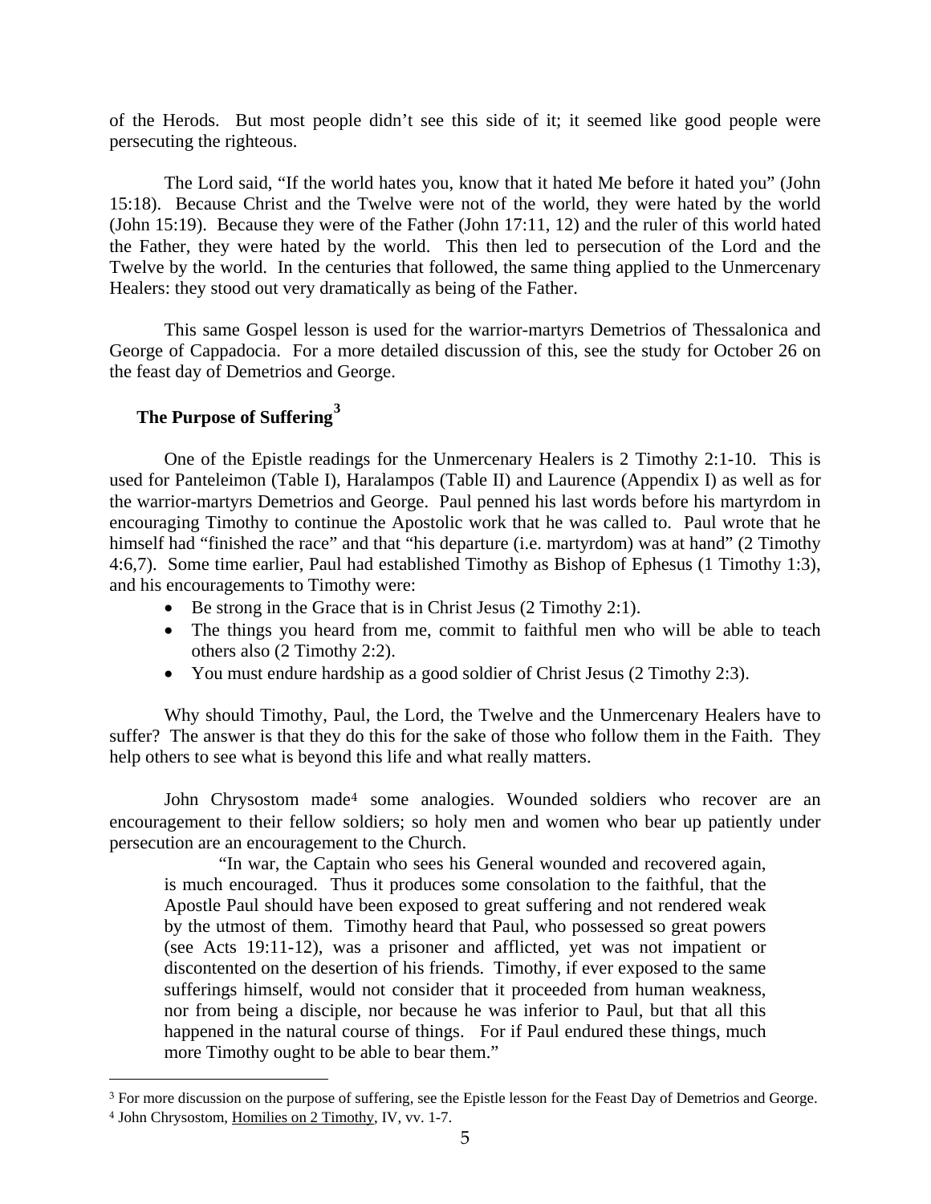of the Herods. But most people didn't see this side of it; it seemed like good people were persecuting the righteous.

The Lord said, "If the world hates you, know that it hated Me before it hated you" (John 15:18). Because Christ and the Twelve were not of the world, they were hated by the world (John 15:19). Because they were of the Father (John 17:11, 12) and the ruler of this world hated the Father, they were hated by the world. This then led to persecution of the Lord and the Twelve by the world. In the centuries that followed, the same thing applied to the Unmercenary Healers: they stood out very dramatically as being of the Father.

This same Gospel lesson is used for the warrior-martyrs Demetrios of Thessalonica and George of Cappadocia. For a more detailed discussion of this, see the study for October 26 on the feast day of Demetrios and George.

### The Purpose of Suffering[3]

One of the Epistle readings for the Unmercenary Healers is 2 Timothy 2:1-10. This is used for Panteleimon (Table I), Haralampos (Table II) and Laurence (Appendix I) as well as for the warrior-martyrs Demetrios and George. Paul penned his last words before his martyrdom in encouraging Timothy to continue the Apostolic work that he was called to. Paul wrote that he himself had "finished the race" and that "his departure (i.e. martyrdom) was at hand" (2 Timothy 4:6,7). Some time earlier, Paul had established Timothy as Bishop of Ephesus (1 Timothy 1:3), and his encouragements to Timothy were:

- Be strong in the Grace that is in Christ Jesus (2 Timothy 2:1).
- The things you heard from me, commit to faithful men who will be able to teach others also (2 Timothy 2:2).
- You must endure hardship as a good soldier of Christ Jesus (2 Timothy 2:3).

Why should Timothy, Paul, the Lord, the Twelve and the Unmercenary Healers have to suffer? The answer is that they do this for the sake of those who follow them in the Faith. They help others to see what is beyond this life and what really matters.

John Chrysostom made[4] some analogies. Wounded soldiers who recover are an encouragement to their fellow soldiers; so holy men and women who bear up patiently under persecution are an encouragement to the Church.

> "In war, the Captain who sees his General wounded and recovered again, is much encouraged. Thus it produces some consolation to the faithful, that the Apostle Paul should have been exposed to great suffering and not rendered weak by the utmost of them. Timothy heard that Paul, who possessed so great powers (see Acts 19:11-12), was a prisoner and afflicted, yet was not impatient or discontented on the desertion of his friends. Timothy, if ever exposed to the same sufferings himself, would not consider that it proceeded from human weakness, nor from being a disciple, nor because he was inferior to Paul, but that all this happened in the natural course of things. For if Paul endured these things, much more Timothy ought to be able to bear them."

---

[3] For more discussion on the purpose of suffering, see the Epistle lesson for the Feast Day of Demetrios and George.

[4] John Chrysostom, Homilies on 2 Timothy, IV, vv. 1-7.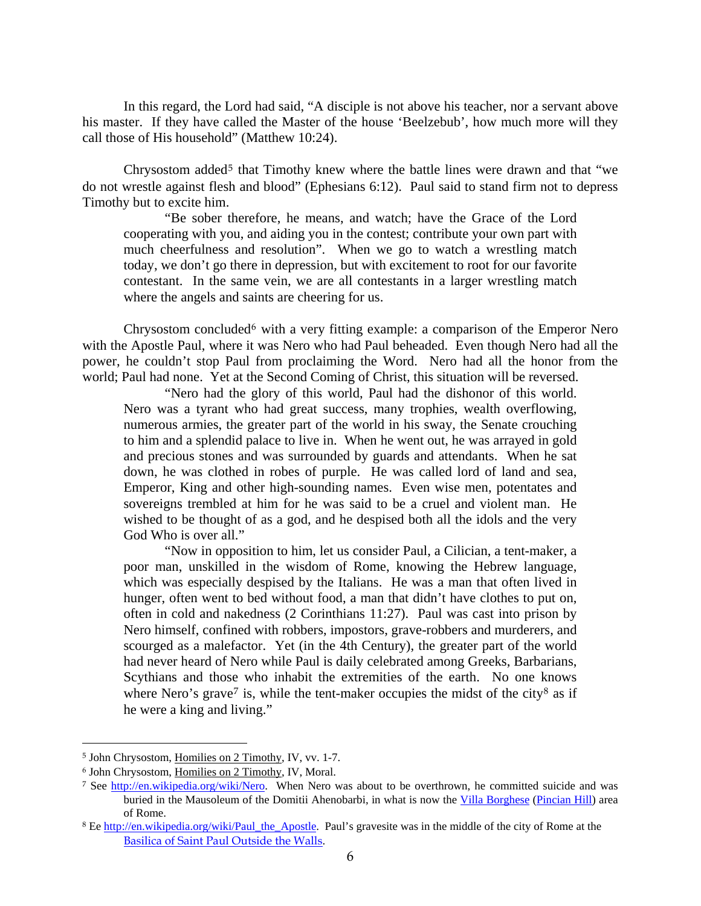In this regard, the Lord had said, "A disciple is not above his teacher, nor a servant above his master. If they have called the Master of the house 'Beelzebub', how much more will they call those of His household" (Matthew 10:24).

Chrysostom added[5] that Timothy knew where the battle lines were drawn and that "we do not wrestle against flesh and blood" (Ephesians 6:12). Paul said to stand firm not to depress Timothy but to excite him.

> "Be sober therefore, he means, and watch; have the Grace of the Lord cooperating with you, and aiding you in the contest; contribute your own part with much cheerfulness and resolution". When we go to watch a wrestling match today, we don't go there in depression, but with excitement to root for our favorite contestant. In the same vein, we are all contestants in a larger wrestling match where the angels and saints are cheering for us.

Chrysostom concluded[6] with a very fitting example: a comparison of the Emperor Nero with the Apostle Paul, where it was Nero who had Paul beheaded. Even though Nero had all the power, he couldn't stop Paul from proclaiming the Word. Nero had all the honor from the world; Paul had none. Yet at the Second Coming of Christ, this situation will be reversed.

> "Nero had the glory of this world, Paul had the dishonor of this world. Nero was a tyrant who had great success, many trophies, wealth overflowing, numerous armies, the greater part of the world in his sway, the Senate crouching to him and a splendid palace to live in. When he went out, he was arrayed in gold and precious stones and was surrounded by guards and attendants. When he sat down, he was clothed in robes of purple. He was called lord of land and sea, Emperor, King and other high-sounding names. Even wise men, potentates and sovereigns trembled at him for he was said to be a cruel and violent man. He wished to be thought of as a god, and he despised both all the idols and the very God Who is over all."
>
> "Now in opposition to him, let us consider Paul, a Cilician, a tent-maker, a poor man, unskilled in the wisdom of Rome, knowing the Hebrew language, which was especially despised by the Italians. He was a man that often lived in hunger, often went to bed without food, a man that didn't have clothes to put on, often in cold and nakedness (2 Corinthians 11:27). Paul was cast into prison by Nero himself, confined with robbers, impostors, grave-robbers and murderers, and scourged as a malefactor. Yet (in the 4th Century), the greater part of the world had never heard of Nero while Paul is daily celebrated among Greeks, Barbarians, Scythians and those who inhabit the extremities of the earth. No one knows where Nero's grave[7] is, while the tent-maker occupies the midst of the city[8] as if he were a king and living."

---

[5] John Chrysostom, Homilies on 2 Timothy, IV, vv. 1-7.

[6] John Chrysostom, Homilies on 2 Timothy, IV, Moral.

[7] See http://en.wikipedia.org/wiki/Nero. When Nero was about to be overthrown, he committed suicide and was buried in the Mausoleum of the Domitii Ahenobarbi, in what is now the Villa Borghese (Pincian Hill) area of Rome.

[8] Ee http://en.wikipedia.org/wiki/Paul_the_Apostle. Paul's gravesite was in the middle of the city of Rome at the Basilica of Saint Paul Outside the Walls.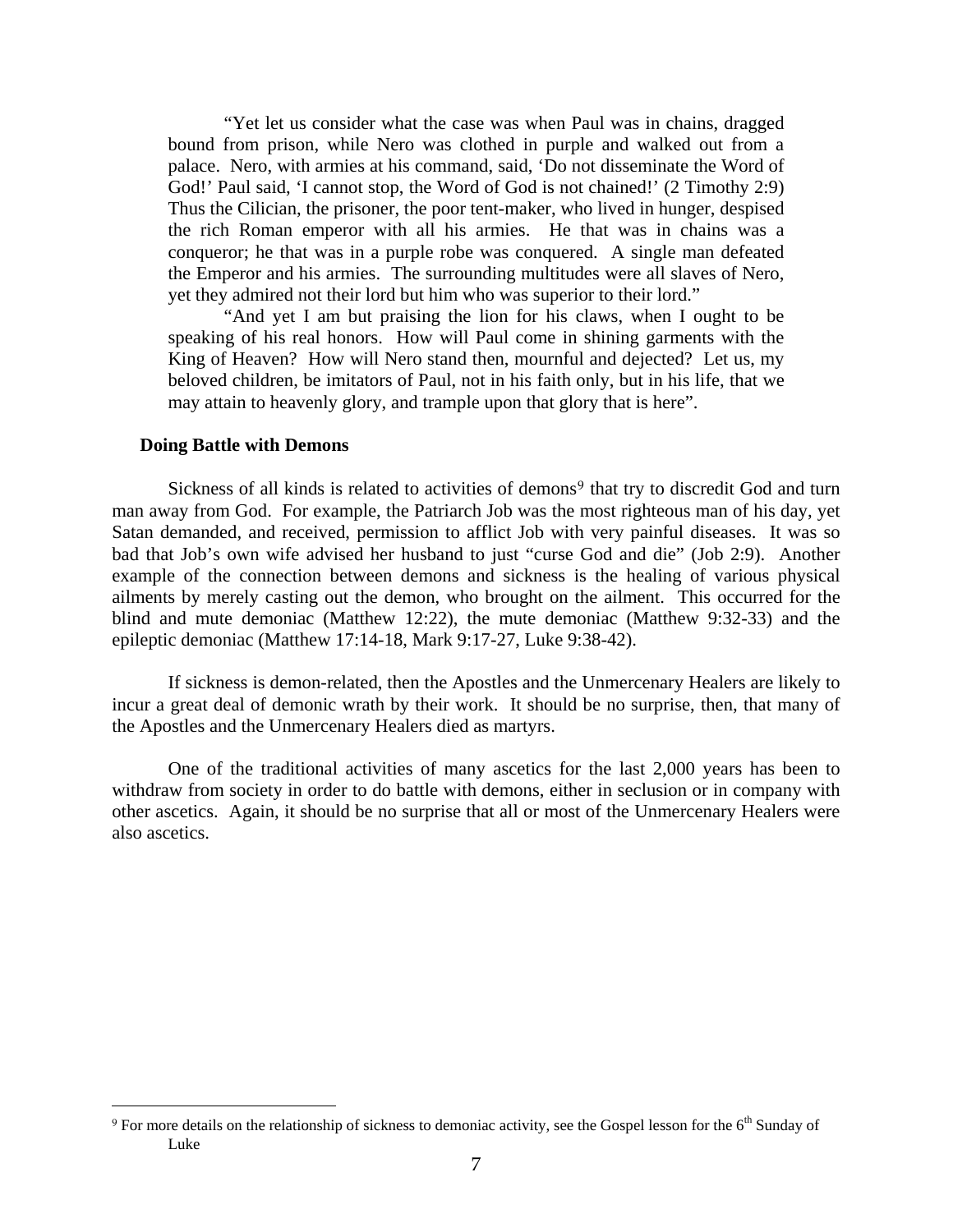"Yet let us consider what the case was when Paul was in chains, dragged bound from prison, while Nero was clothed in purple and walked out from a palace. Nero, with armies at his command, said, 'Do not disseminate the Word of God!' Paul said, 'I cannot stop, the Word of God is not chained!' (2 Timothy 2:9) Thus the Cilician, the prisoner, the poor tent-maker, who lived in hunger, despised the rich Roman emperor with all his armies. He that was in chains was a conqueror; he that was in a purple robe was conquered. A single man defeated the Emperor and his armies. The surrounding multitudes were all slaves of Nero, yet they admired not their lord but him who was superior to their lord."

"And yet I am but praising the lion for his claws, when I ought to be speaking of his real honors. How will Paul come in shining garments with the King of Heaven? How will Nero stand then, mournful and dejected? Let us, my beloved children, be imitators of Paul, not in his faith only, but in his life, that we may attain to heavenly glory, and trample upon that glory that is here".

**Doing Battle with Demons**

Sickness of all kinds is related to activities of demons[9] that try to discredit God and turn man away from God. For example, the Patriarch Job was the most righteous man of his day, yet Satan demanded, and received, permission to afflict Job with very painful diseases. It was so bad that Job's own wife advised her husband to just "curse God and die" (Job 2:9). Another example of the connection between demons and sickness is the healing of various physical ailments by merely casting out the demon, who brought on the ailment. This occurred for the blind and mute demoniac (Matthew 12:22), the mute demoniac (Matthew 9:32-33) and the epileptic demoniac (Matthew 17:14-18, Mark 9:17-27, Luke 9:38-42).

If sickness is demon-related, then the Apostles and the Unmercenary Healers are likely to incur a great deal of demonic wrath by their work. It should be no surprise, then, that many of the Apostles and the Unmercenary Healers died as martyrs.

One of the traditional activities of many ascetics for the last 2,000 years has been to withdraw from society in order to do battle with demons, either in seclusion or in company with other ascetics. Again, it should be no surprise that all or most of the Unmercenary Healers were also ascetics.

---

[9] For more details on the relationship of sickness to demoniac activity, see the Gospel lesson for the 6th Sunday of Luke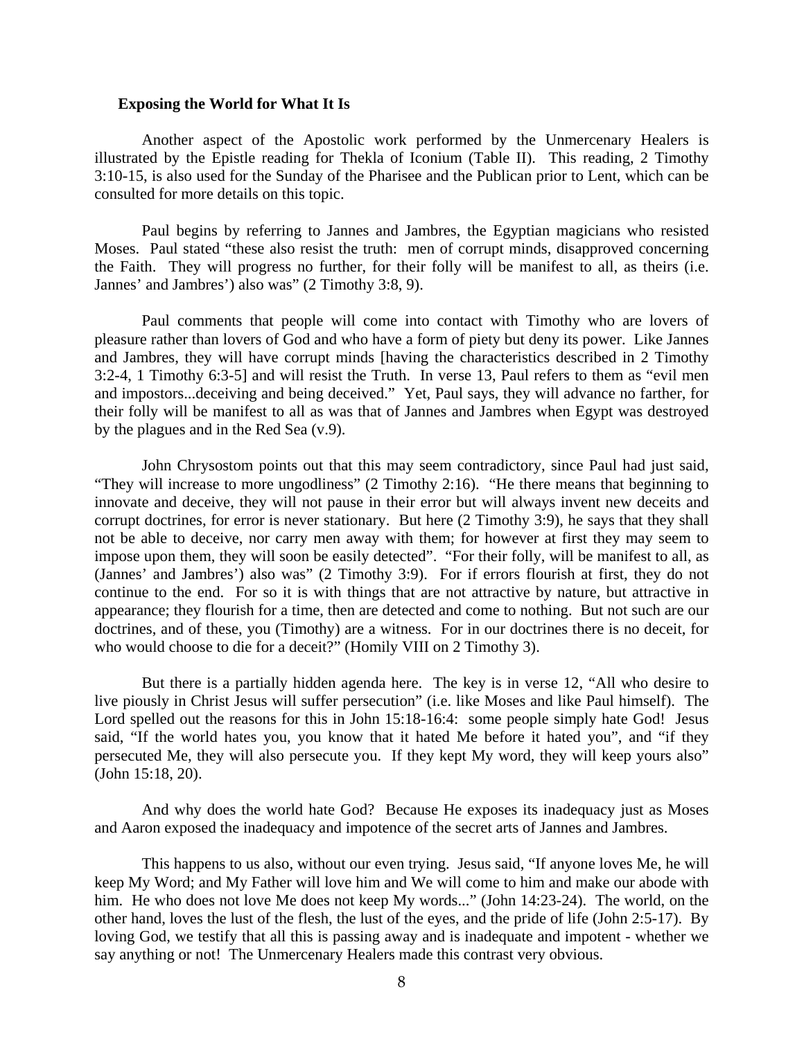### Exposing the World for What It Is

Another aspect of the Apostolic work performed by the Unmercenary Healers is illustrated by the Epistle reading for Thekla of Iconium (Table II). This reading, 2 Timothy 3:10-15, is also used for the Sunday of the Pharisee and the Publican prior to Lent, which can be consulted for more details on this topic.

Paul begins by referring to Jannes and Jambres, the Egyptian magicians who resisted Moses. Paul stated "these also resist the truth: men of corrupt minds, disapproved concerning the Faith. They will progress no further, for their folly will be manifest to all, as theirs (i.e. Jannes' and Jambres') also was" (2 Timothy 3:8, 9).

Paul comments that people will come into contact with Timothy who are lovers of pleasure rather than lovers of God and who have a form of piety but deny its power. Like Jannes and Jambres, they will have corrupt minds [having the characteristics described in 2 Timothy 3:2-4, 1 Timothy 6:3-5] and will resist the Truth. In verse 13, Paul refers to them as "evil men and impostors...deceiving and being deceived." Yet, Paul says, they will advance no farther, for their folly will be manifest to all as was that of Jannes and Jambres when Egypt was destroyed by the plagues and in the Red Sea (v.9).

John Chrysostom points out that this may seem contradictory, since Paul had just said, "They will increase to more ungodliness" (2 Timothy 2:16). "He there means that beginning to innovate and deceive, they will not pause in their error but will always invent new deceits and corrupt doctrines, for error is never stationary. But here (2 Timothy 3:9), he says that they shall not be able to deceive, nor carry men away with them; for however at first they may seem to impose upon them, they will soon be easily detected". "For their folly, will be manifest to all, as (Jannes' and Jambres') also was" (2 Timothy 3:9). For if errors flourish at first, they do not continue to the end. For so it is with things that are not attractive by nature, but attractive in appearance; they flourish for a time, then are detected and come to nothing. But not such are our doctrines, and of these, you (Timothy) are a witness. For in our doctrines there is no deceit, for who would choose to die for a deceit?" (Homily VIII on 2 Timothy 3).

But there is a partially hidden agenda here. The key is in verse 12, "All who desire to live piously in Christ Jesus will suffer persecution" (i.e. like Moses and like Paul himself). The Lord spelled out the reasons for this in John 15:18-16:4: some people simply hate God! Jesus said, "If the world hates you, you know that it hated Me before it hated you", and "if they persecuted Me, they will also persecute you. If they kept My word, they will keep yours also" (John 15:18, 20).

And why does the world hate God? Because He exposes its inadequacy just as Moses and Aaron exposed the inadequacy and impotence of the secret arts of Jannes and Jambres.

This happens to us also, without our even trying. Jesus said, "If anyone loves Me, he will keep My Word; and My Father will love him and We will come to him and make our abode with him. He who does not love Me does not keep My words..." (John 14:23-24). The world, on the other hand, loves the lust of the flesh, the lust of the eyes, and the pride of life (John 2:5-17). By loving God, we testify that all this is passing away and is inadequate and impotent - whether we say anything or not! The Unmercenary Healers made this contrast very obvious.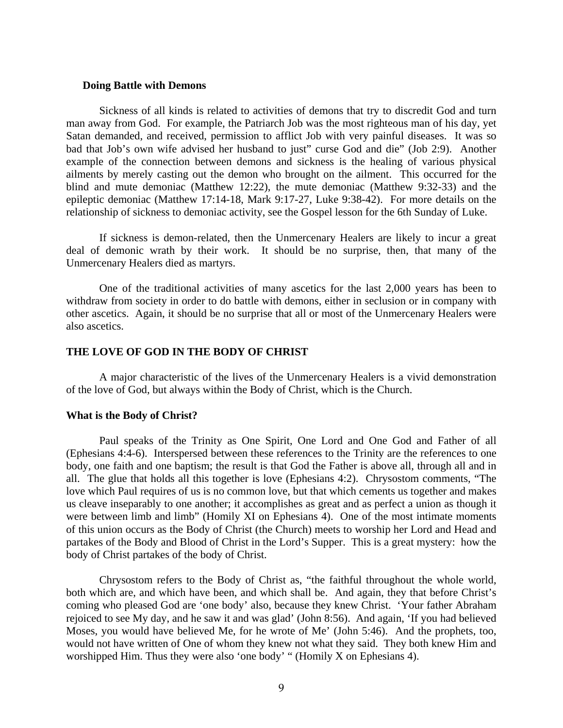### Doing Battle with Demons

Sickness of all kinds is related to activities of demons that try to discredit God and turn man away from God. For example, the Patriarch Job was the most righteous man of his day, yet Satan demanded, and received, permission to afflict Job with very painful diseases. It was so bad that Job's own wife advised her husband to just" curse God and die" (Job 2:9). Another example of the connection between demons and sickness is the healing of various physical ailments by merely casting out the demon who brought on the ailment. This occurred for the blind and mute demoniac (Matthew 12:22), the mute demoniac (Matthew 9:32-33) and the epileptic demoniac (Matthew 17:14-18, Mark 9:17-27, Luke 9:38-42). For more details on the relationship of sickness to demoniac activity, see the Gospel lesson for the 6th Sunday of Luke.

If sickness is demon-related, then the Unmercenary Healers are likely to incur a great deal of demonic wrath by their work. It should be no surprise, then, that many of the Unmercenary Healers died as martyrs.

One of the traditional activities of many ascetics for the last 2,000 years has been to withdraw from society in order to do battle with demons, either in seclusion or in company with other ascetics. Again, it should be no surprise that all or most of the Unmercenary Healers were also ascetics.

## THE LOVE OF GOD IN THE BODY OF CHRIST

A major characteristic of the lives of the Unmercenary Healers is a vivid demonstration of the love of God, but always within the Body of Christ, which is the Church.

### What is the Body of Christ?

Paul speaks of the Trinity as One Spirit, One Lord and One God and Father of all (Ephesians 4:4-6). Interspersed between these references to the Trinity are the references to one body, one faith and one baptism; the result is that God the Father is above all, through all and in all. The glue that holds all this together is love (Ephesians 4:2). Chrysostom comments, "The love which Paul requires of us is no common love, but that which cements us together and makes us cleave inseparably to one another; it accomplishes as great and as perfect a union as though it were between limb and limb" (Homily XI on Ephesians 4). One of the most intimate moments of this union occurs as the Body of Christ (the Church) meets to worship her Lord and Head and partakes of the Body and Blood of Christ in the Lord's Supper. This is a great mystery: how the body of Christ partakes of the body of Christ.

Chrysostom refers to the Body of Christ as, "the faithful throughout the whole world, both which are, and which have been, and which shall be. And again, they that before Christ's coming who pleased God are 'one body' also, because they knew Christ. 'Your father Abraham rejoiced to see My day, and he saw it and was glad' (John 8:56). And again, 'If you had believed Moses, you would have believed Me, for he wrote of Me' (John 5:46). And the prophets, too, would not have written of One of whom they knew not what they said. They both knew Him and worshipped Him. Thus they were also 'one body' " (Homily X on Ephesians 4).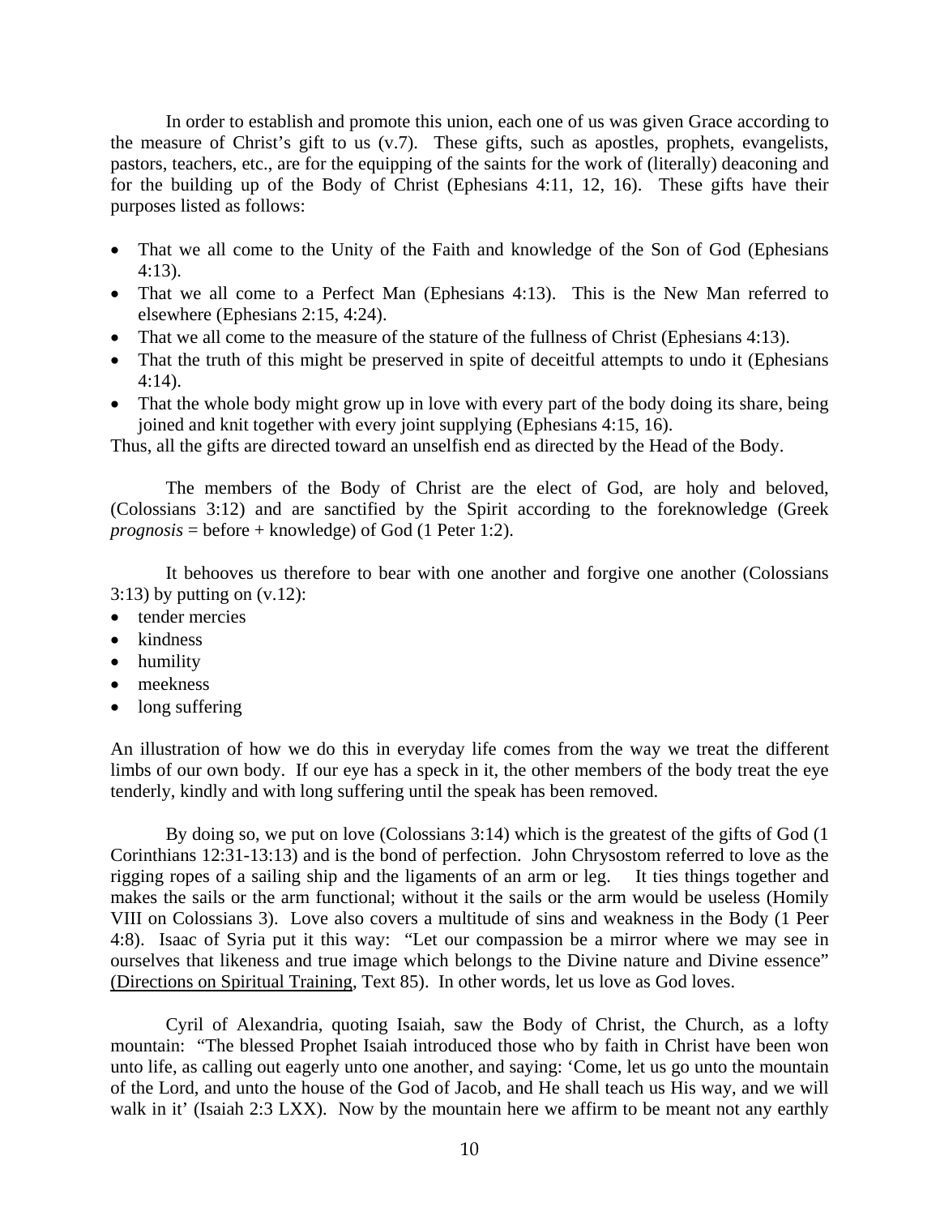In order to establish and promote this union, each one of us was given Grace according to the measure of Christ's gift to us (v.7). These gifts, such as apostles, prophets, evangelists, pastors, teachers, etc., are for the equipping of the saints for the work of (literally) deaconing and for the building up of the Body of Christ (Ephesians 4:11, 12, 16). These gifts have their purposes listed as follows:

- That we all come to the Unity of the Faith and knowledge of the Son of God (Ephesians 4:13).
- That we all come to a Perfect Man (Ephesians 4:13). This is the New Man referred to elsewhere (Ephesians 2:15, 4:24).
- That we all come to the measure of the stature of the fullness of Christ (Ephesians 4:13).
- That the truth of this might be preserved in spite of deceitful attempts to undo it (Ephesians 4:14).
- That the whole body might grow up in love with every part of the body doing its share, being joined and knit together with every joint supplying (Ephesians 4:15, 16).

Thus, all the gifts are directed toward an unselfish end as directed by the Head of the Body.

The members of the Body of Christ are the elect of God, are holy and beloved, (Colossians 3:12) and are sanctified by the Spirit according to the foreknowledge (Greek *prognosis* = before + knowledge) of God (1 Peter 1:2).

It behooves us therefore to bear with one another and forgive one another (Colossians 3:13) by putting on (v.12):

- tender mercies
- kindness
- humility
- meekness
- long suffering

An illustration of how we do this in everyday life comes from the way we treat the different limbs of our own body. If our eye has a speck in it, the other members of the body treat the eye tenderly, kindly and with long suffering until the speak has been removed.

By doing so, we put on love (Colossians 3:14) which is the greatest of the gifts of God (1 Corinthians 12:31-13:13) and is the bond of perfection. John Chrysostom referred to love as the rigging ropes of a sailing ship and the ligaments of an arm or leg. It ties things together and makes the sails or the arm functional; without it the sails or the arm would be useless (Homily VIII on Colossians 3). Love also covers a multitude of sins and weakness in the Body (1 Peer 4:8). Isaac of Syria put it this way: "Let our compassion be a mirror where we may see in ourselves that likeness and true image which belongs to the Divine nature and Divine essence" (Directions on Spiritual Training, Text 85). In other words, let us love as God loves.

Cyril of Alexandria, quoting Isaiah, saw the Body of Christ, the Church, as a lofty mountain: "The blessed Prophet Isaiah introduced those who by faith in Christ have been won unto life, as calling out eagerly unto one another, and saying: 'Come, let us go unto the mountain of the Lord, and unto the house of the God of Jacob, and He shall teach us His way, and we will walk in it' (Isaiah 2:3 LXX). Now by the mountain here we affirm to be meant not any earthly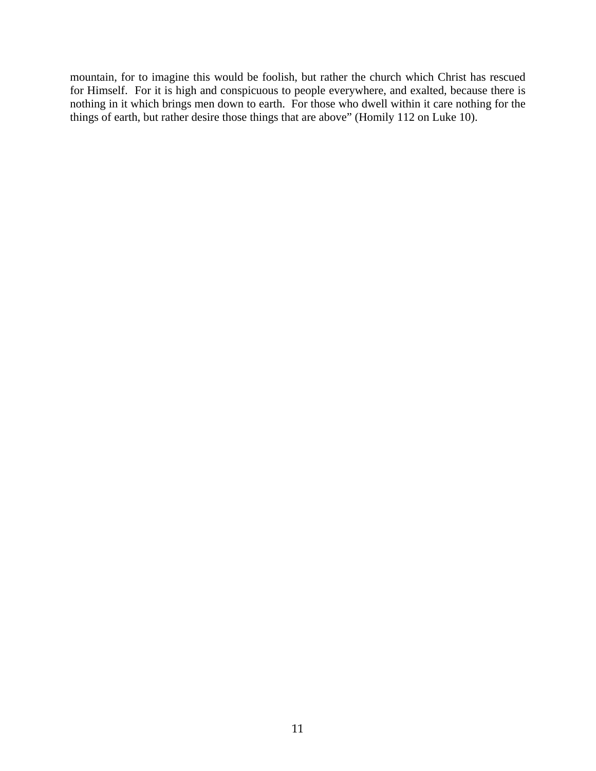mountain, for to imagine this would be foolish, but rather the church which Christ has rescued for Himself. For it is high and conspicuous to people everywhere, and exalted, because there is nothing in it which brings men down to earth. For those who dwell within it care nothing for the things of earth, but rather desire those things that are above" (Homily 112 on Luke 10).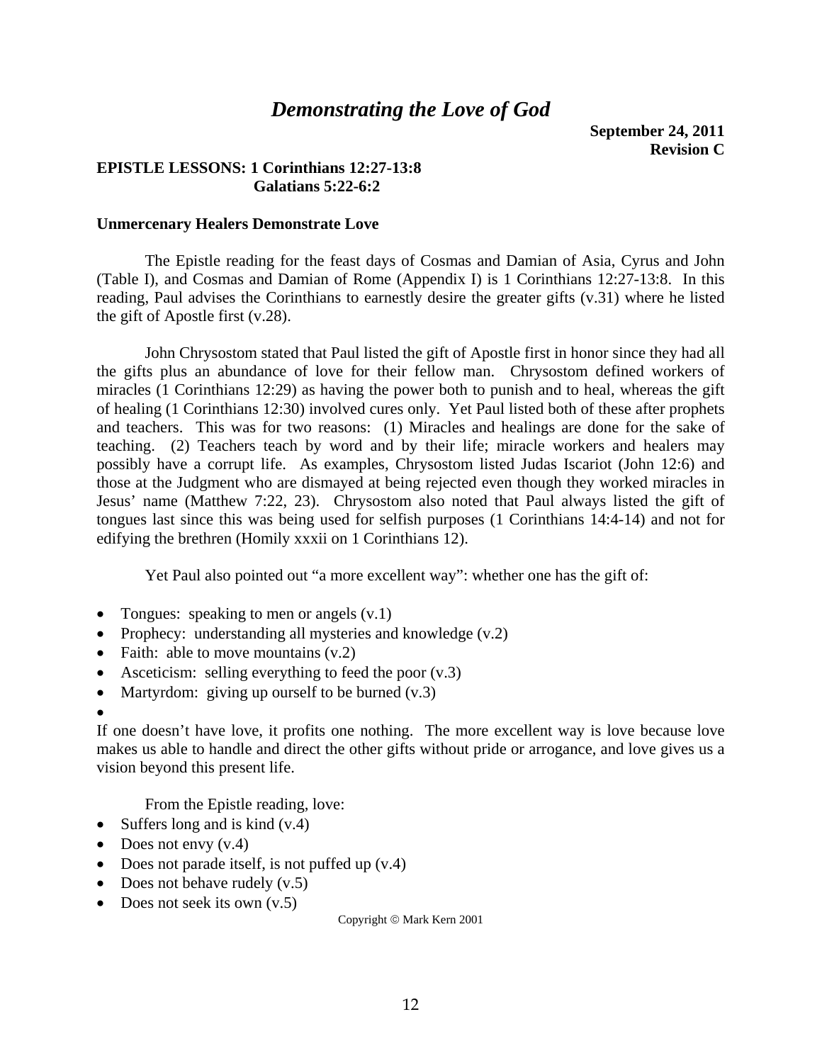# *Demonstrating the Love of God*

**September 24, 2011**
**Revision C**

**EPISTLE LESSONS: 1 Corinthians 12:27-13:8**
**Galatians 5:22-6:2**

**Unmercenary Healers Demonstrate Love**

The Epistle reading for the feast days of Cosmas and Damian of Asia, Cyrus and John (Table I), and Cosmas and Damian of Rome (Appendix I) is 1 Corinthians 12:27-13:8. In this reading, Paul advises the Corinthians to earnestly desire the greater gifts (v.31) where he listed the gift of Apostle first (v.28).

John Chrysostom stated that Paul listed the gift of Apostle first in honor since they had all the gifts plus an abundance of love for their fellow man. Chrysostom defined workers of miracles (1 Corinthians 12:29) as having the power both to punish and to heal, whereas the gift of healing (1 Corinthians 12:30) involved cures only. Yet Paul listed both of these after prophets and teachers. This was for two reasons: (1) Miracles and healings are done for the sake of teaching. (2) Teachers teach by word and by their life; miracle workers and healers may possibly have a corrupt life. As examples, Chrysostom listed Judas Iscariot (John 12:6) and those at the Judgment who are dismayed at being rejected even though they worked miracles in Jesus' name (Matthew 7:22, 23). Chrysostom also noted that Paul always listed the gift of tongues last since this was being used for selfish purposes (1 Corinthians 14:4-14) and not for edifying the brethren (Homily xxxii on 1 Corinthians 12).

Yet Paul also pointed out "a more excellent way": whether one has the gift of:

- Tongues: speaking to men or angels (v.1)
- Prophecy: understanding all mysteries and knowledge (v.2)
- Faith: able to move mountains (v.2)
- Asceticism: selling everything to feed the poor (v.3)
- Martyrdom: giving up ourself to be burned (v.3)

If one doesn't have love, it profits one nothing. The more excellent way is love because love makes us able to handle and direct the other gifts without pride or arrogance, and love gives us a vision beyond this present life.

From the Epistle reading, love:

- Suffers long and is kind (v.4)
- Does not envy (v.4)
- Does not parade itself, is not puffed up (v.4)
- Does not behave rudely (v.5)
- Does not seek its own (v.5)

Copyright © Mark Kern 2001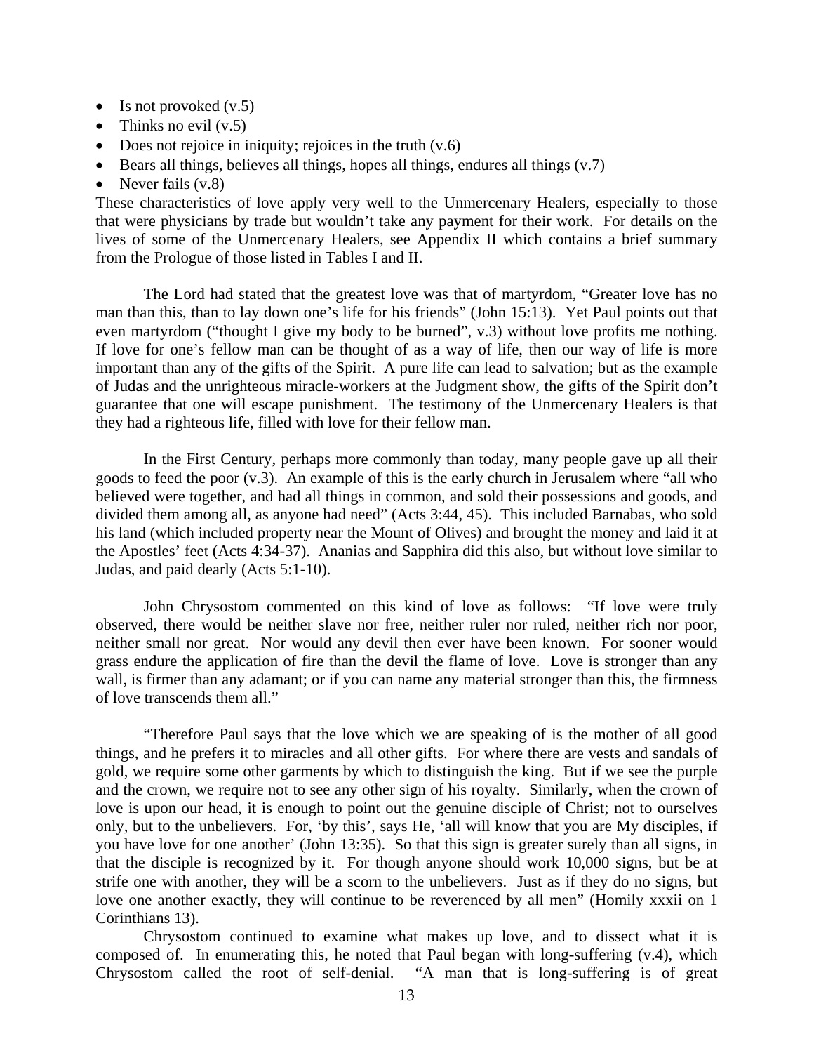- Is not provoked (v.5)
- Thinks no evil (v.5)
- Does not rejoice in iniquity; rejoices in the truth (v.6)
- Bears all things, believes all things, hopes all things, endures all things (v.7)
- Never fails (v.8)

These characteristics of love apply very well to the Unmercenary Healers, especially to those that were physicians by trade but wouldn't take any payment for their work. For details on the lives of some of the Unmercenary Healers, see Appendix II which contains a brief summary from the Prologue of those listed in Tables I and II.

The Lord had stated that the greatest love was that of martyrdom, "Greater love has no man than this, than to lay down one's life for his friends" (John 15:13). Yet Paul points out that even martyrdom ("thought I give my body to be burned", v.3) without love profits me nothing. If love for one's fellow man can be thought of as a way of life, then our way of life is more important than any of the gifts of the Spirit. A pure life can lead to salvation; but as the example of Judas and the unrighteous miracle-workers at the Judgment show, the gifts of the Spirit don't guarantee that one will escape punishment. The testimony of the Unmercenary Healers is that they had a righteous life, filled with love for their fellow man.

In the First Century, perhaps more commonly than today, many people gave up all their goods to feed the poor (v.3). An example of this is the early church in Jerusalem where "all who believed were together, and had all things in common, and sold their possessions and goods, and divided them among all, as anyone had need" (Acts 3:44, 45). This included Barnabas, who sold his land (which included property near the Mount of Olives) and brought the money and laid it at the Apostles' feet (Acts 4:34-37). Ananias and Sapphira did this also, but without love similar to Judas, and paid dearly (Acts 5:1-10).

John Chrysostom commented on this kind of love as follows: "If love were truly observed, there would be neither slave nor free, neither ruler nor ruled, neither rich nor poor, neither small nor great. Nor would any devil then ever have been known. For sooner would grass endure the application of fire than the devil the flame of love. Love is stronger than any wall, is firmer than any adamant; or if you can name any material stronger than this, the firmness of love transcends them all."

"Therefore Paul says that the love which we are speaking of is the mother of all good things, and he prefers it to miracles and all other gifts. For where there are vests and sandals of gold, we require some other garments by which to distinguish the king. But if we see the purple and the crown, we require not to see any other sign of his royalty. Similarly, when the crown of love is upon our head, it is enough to point out the genuine disciple of Christ; not to ourselves only, but to the unbelievers. For, 'by this', says He, 'all will know that you are My disciples, if you have love for one another' (John 13:35). So that this sign is greater surely than all signs, in that the disciple is recognized by it. For though anyone should work 10,000 signs, but be at strife one with another, they will be a scorn to the unbelievers. Just as if they do no signs, but love one another exactly, they will continue to be reverenced by all men" (Homily xxxii on 1 Corinthians 13).

Chrysostom continued to examine what makes up love, and to dissect what it is composed of. In enumerating this, he noted that Paul began with long-suffering (v.4), which Chrysostom called the root of self-denial. "A man that is long-suffering is of great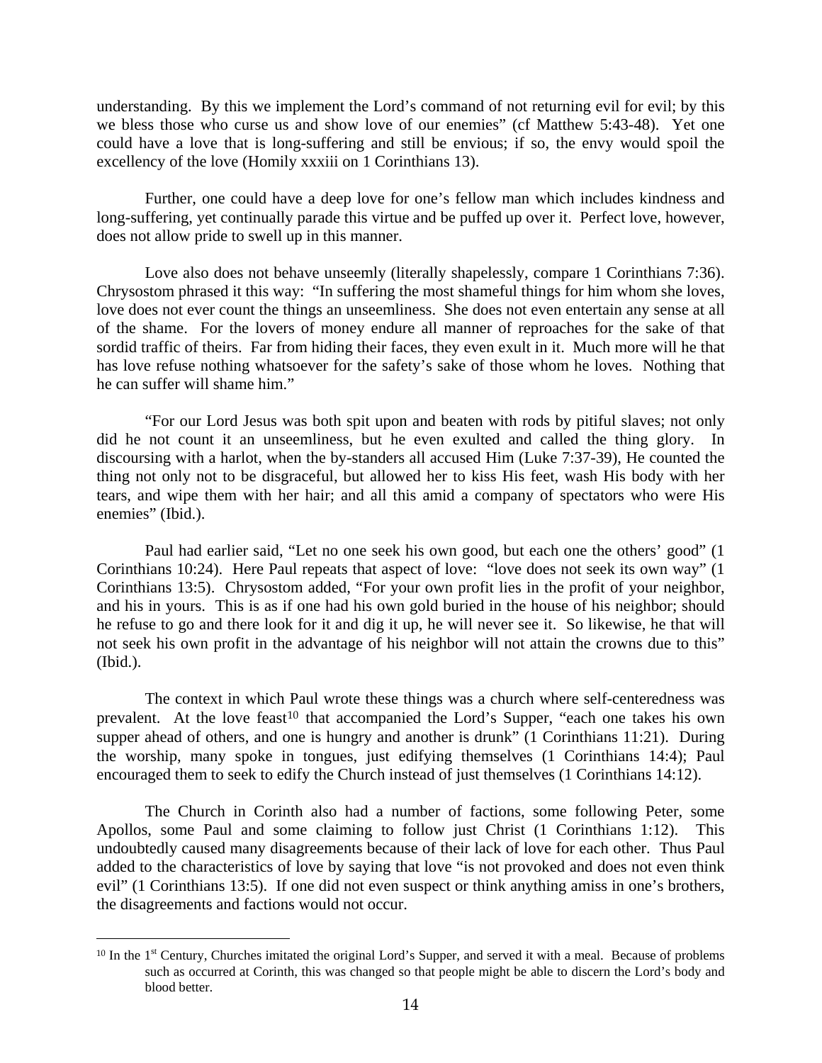understanding. By this we implement the Lord's command of not returning evil for evil; by this we bless those who curse us and show love of our enemies" (cf Matthew 5:43-48). Yet one could have a love that is long-suffering and still be envious; if so, the envy would spoil the excellency of the love (Homily xxxiii on 1 Corinthians 13).

Further, one could have a deep love for one's fellow man which includes kindness and long-suffering, yet continually parade this virtue and be puffed up over it. Perfect love, however, does not allow pride to swell up in this manner.

Love also does not behave unseemly (literally shapelessly, compare 1 Corinthians 7:36). Chrysostom phrased it this way: "In suffering the most shameful things for him whom she loves, love does not ever count the things an unseemliness. She does not even entertain any sense at all of the shame. For the lovers of money endure all manner of reproaches for the sake of that sordid traffic of theirs. Far from hiding their faces, they even exult in it. Much more will he that has love refuse nothing whatsoever for the safety's sake of those whom he loves. Nothing that he can suffer will shame him."

"For our Lord Jesus was both spit upon and beaten with rods by pitiful slaves; not only did he not count it an unseemliness, but he even exulted and called the thing glory. In discoursing with a harlot, when the by-standers all accused Him (Luke 7:37-39), He counted the thing not only not to be disgraceful, but allowed her to kiss His feet, wash His body with her tears, and wipe them with her hair; and all this amid a company of spectators who were His enemies" (Ibid.).

Paul had earlier said, "Let no one seek his own good, but each one the others' good" (1 Corinthians 10:24). Here Paul repeats that aspect of love: "love does not seek its own way" (1 Corinthians 13:5). Chrysostom added, "For your own profit lies in the profit of your neighbor, and his in yours. This is as if one had his own gold buried in the house of his neighbor; should he refuse to go and there look for it and dig it up, he will never see it. So likewise, he that will not seek his own profit in the advantage of his neighbor will not attain the crowns due to this" (Ibid.).

The context in which Paul wrote these things was a church where self-centeredness was prevalent. At the love feast[10] that accompanied the Lord's Supper, "each one takes his own supper ahead of others, and one is hungry and another is drunk" (1 Corinthians 11:21). During the worship, many spoke in tongues, just edifying themselves (1 Corinthians 14:4); Paul encouraged them to seek to edify the Church instead of just themselves (1 Corinthians 14:12).

The Church in Corinth also had a number of factions, some following Peter, some Apollos, some Paul and some claiming to follow just Christ (1 Corinthians 1:12). This undoubtedly caused many disagreements because of their lack of love for each other. Thus Paul added to the characteristics of love by saying that love "is not provoked and does not even think evil" (1 Corinthians 13:5). If one did not even suspect or think anything amiss in one's brothers, the disagreements and factions would not occur.

---

[10] In the 1st Century, Churches imitated the original Lord's Supper, and served it with a meal. Because of problems such as occurred at Corinth, this was changed so that people might be able to discern the Lord's body and blood better.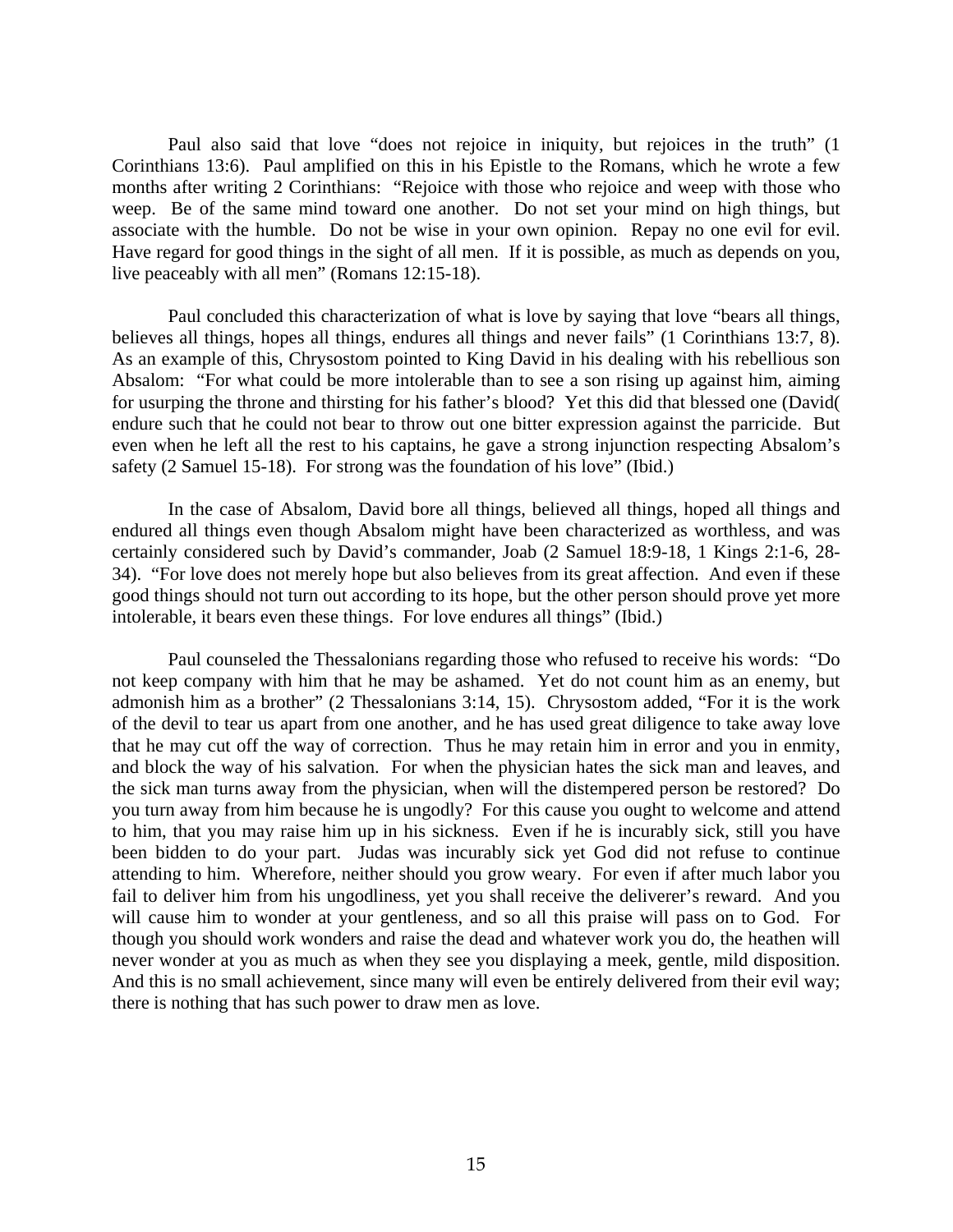Paul also said that love "does not rejoice in iniquity, but rejoices in the truth" (1 Corinthians 13:6). Paul amplified on this in his Epistle to the Romans, which he wrote a few months after writing 2 Corinthians: "Rejoice with those who rejoice and weep with those who weep. Be of the same mind toward one another. Do not set your mind on high things, but associate with the humble. Do not be wise in your own opinion. Repay no one evil for evil. Have regard for good things in the sight of all men. If it is possible, as much as depends on you, live peaceably with all men" (Romans 12:15-18).

Paul concluded this characterization of what is love by saying that love "bears all things, believes all things, hopes all things, endures all things and never fails" (1 Corinthians 13:7, 8). As an example of this, Chrysostom pointed to King David in his dealing with his rebellious son Absalom: "For what could be more intolerable than to see a son rising up against him, aiming for usurping the throne and thirsting for his father's blood? Yet this did that blessed one (David( endure such that he could not bear to throw out one bitter expression against the parricide. But even when he left all the rest to his captains, he gave a strong injunction respecting Absalom's safety (2 Samuel 15-18). For strong was the foundation of his love" (Ibid.)

In the case of Absalom, David bore all things, believed all things, hoped all things and endured all things even though Absalom might have been characterized as worthless, and was certainly considered such by David's commander, Joab (2 Samuel 18:9-18, 1 Kings 2:1-6, 28-34). "For love does not merely hope but also believes from its great affection. And even if these good things should not turn out according to its hope, but the other person should prove yet more intolerable, it bears even these things. For love endures all things" (Ibid.)

Paul counseled the Thessalonians regarding those who refused to receive his words: "Do not keep company with him that he may be ashamed. Yet do not count him as an enemy, but admonish him as a brother" (2 Thessalonians 3:14, 15). Chrysostom added, "For it is the work of the devil to tear us apart from one another, and he has used great diligence to take away love that he may cut off the way of correction. Thus he may retain him in error and you in enmity, and block the way of his salvation. For when the physician hates the sick man and leaves, and the sick man turns away from the physician, when will the distempered person be restored? Do you turn away from him because he is ungodly? For this cause you ought to welcome and attend to him, that you may raise him up in his sickness. Even if he is incurably sick, still you have been bidden to do your part. Judas was incurably sick yet God did not refuse to continue attending to him. Wherefore, neither should you grow weary. For even if after much labor you fail to deliver him from his ungodliness, yet you shall receive the deliverer's reward. And you will cause him to wonder at your gentleness, and so all this praise will pass on to God. For though you should work wonders and raise the dead and whatever work you do, the heathen will never wonder at you as much as when they see you displaying a meek, gentle, mild disposition. And this is no small achievement, since many will even be entirely delivered from their evil way; there is nothing that has such power to draw men as love.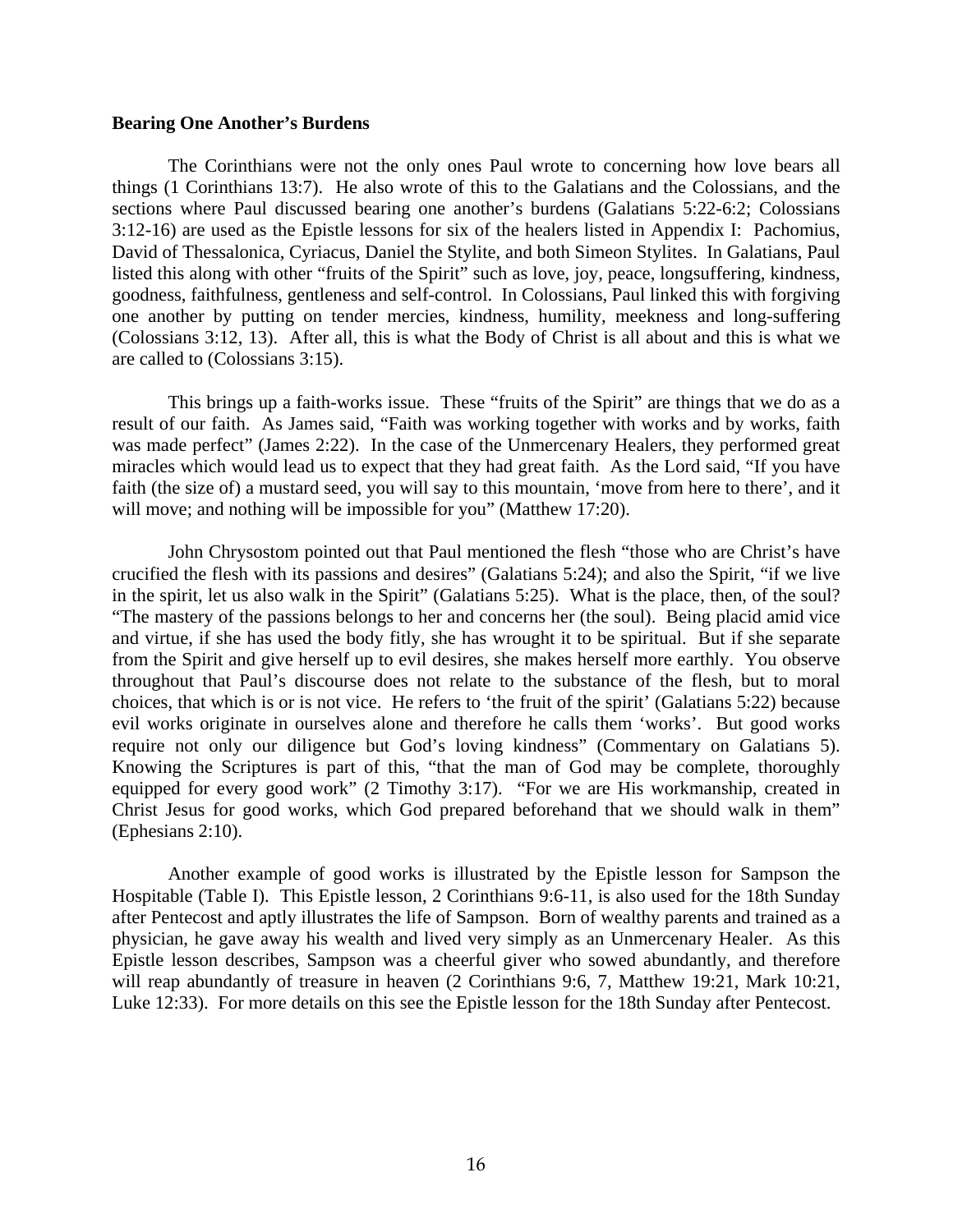**Bearing One Another's Burdens**

The Corinthians were not the only ones Paul wrote to concerning how love bears all things (1 Corinthians 13:7). He also wrote of this to the Galatians and the Colossians, and the sections where Paul discussed bearing one another's burdens (Galatians 5:22-6:2; Colossians 3:12-16) are used as the Epistle lessons for six of the healers listed in Appendix I: Pachomius, David of Thessalonica, Cyriacus, Daniel the Stylite, and both Simeon Stylites. In Galatians, Paul listed this along with other "fruits of the Spirit" such as love, joy, peace, longsuffering, kindness, goodness, faithfulness, gentleness and self-control. In Colossians, Paul linked this with forgiving one another by putting on tender mercies, kindness, humility, meekness and long-suffering (Colossians 3:12, 13). After all, this is what the Body of Christ is all about and this is what we are called to (Colossians 3:15).

This brings up a faith-works issue. These "fruits of the Spirit" are things that we do as a result of our faith. As James said, "Faith was working together with works and by works, faith was made perfect" (James 2:22). In the case of the Unmercenary Healers, they performed great miracles which would lead us to expect that they had great faith. As the Lord said, "If you have faith (the size of) a mustard seed, you will say to this mountain, 'move from here to there', and it will move; and nothing will be impossible for you" (Matthew 17:20).

John Chrysostom pointed out that Paul mentioned the flesh "those who are Christ's have crucified the flesh with its passions and desires" (Galatians 5:24); and also the Spirit, "if we live in the spirit, let us also walk in the Spirit" (Galatians 5:25). What is the place, then, of the soul? "The mastery of the passions belongs to her and concerns her (the soul). Being placid amid vice and virtue, if she has used the body fitly, she has wrought it to be spiritual. But if she separate from the Spirit and give herself up to evil desires, she makes herself more earthly. You observe throughout that Paul's discourse does not relate to the substance of the flesh, but to moral choices, that which is or is not vice. He refers to 'the fruit of the spirit' (Galatians 5:22) because evil works originate in ourselves alone and therefore he calls them 'works'. But good works require not only our diligence but God's loving kindness" (Commentary on Galatians 5). Knowing the Scriptures is part of this, "that the man of God may be complete, thoroughly equipped for every good work" (2 Timothy 3:17). "For we are His workmanship, created in Christ Jesus for good works, which God prepared beforehand that we should walk in them" (Ephesians 2:10).

Another example of good works is illustrated by the Epistle lesson for Sampson the Hospitable (Table I). This Epistle lesson, 2 Corinthians 9:6-11, is also used for the 18th Sunday after Pentecost and aptly illustrates the life of Sampson. Born of wealthy parents and trained as a physician, he gave away his wealth and lived very simply as an Unmercenary Healer. As this Epistle lesson describes, Sampson was a cheerful giver who sowed abundantly, and therefore will reap abundantly of treasure in heaven (2 Corinthians 9:6, 7, Matthew 19:21, Mark 10:21, Luke 12:33). For more details on this see the Epistle lesson for the 18th Sunday after Pentecost.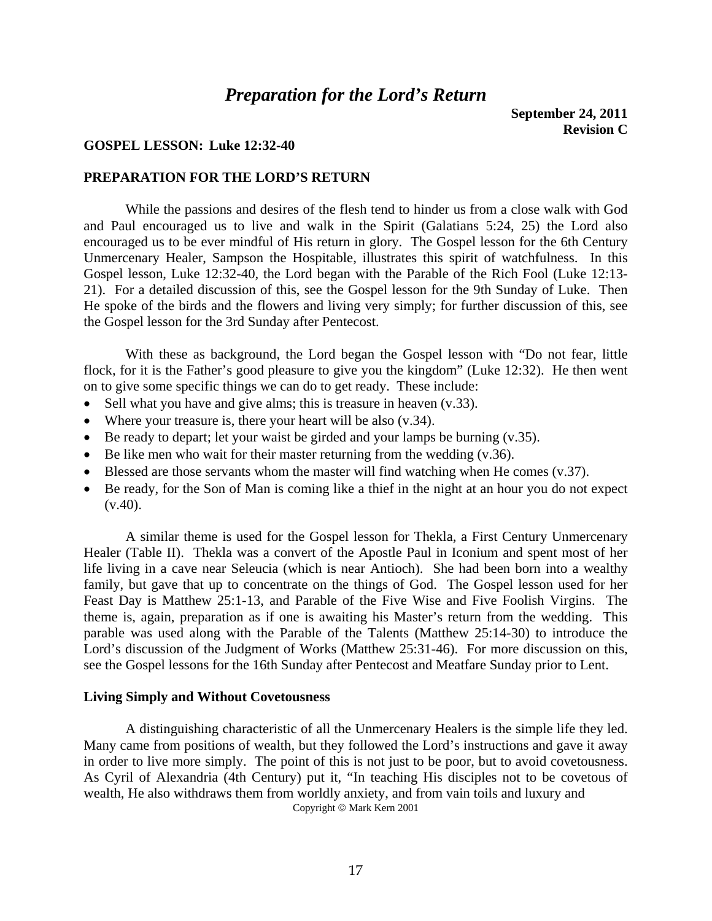# *Preparation for the Lord's Return*

**September 24, 2011**
**Revision C**

**GOSPEL LESSON: Luke 12:32-40**

**PREPARATION FOR THE LORD'S RETURN**

While the passions and desires of the flesh tend to hinder us from a close walk with God and Paul encouraged us to live and walk in the Spirit (Galatians 5:24, 25) the Lord also encouraged us to be ever mindful of His return in glory. The Gospel lesson for the 6th Century Unmercenary Healer, Sampson the Hospitable, illustrates this spirit of watchfulness. In this Gospel lesson, Luke 12:32-40, the Lord began with the Parable of the Rich Fool (Luke 12:13-21). For a detailed discussion of this, see the Gospel lesson for the 9th Sunday of Luke. Then He spoke of the birds and the flowers and living very simply; for further discussion of this, see the Gospel lesson for the 3rd Sunday after Pentecost.

With these as background, the Lord began the Gospel lesson with "Do not fear, little flock, for it is the Father's good pleasure to give you the kingdom" (Luke 12:32). He then went on to give some specific things we can do to get ready. These include:

- Sell what you have and give alms; this is treasure in heaven (v.33).
- Where your treasure is, there your heart will be also (v.34).
- Be ready to depart; let your waist be girded and your lamps be burning (v.35).
- Be like men who wait for their master returning from the wedding (v.36).
- Blessed are those servants whom the master will find watching when He comes (v.37).
- Be ready, for the Son of Man is coming like a thief in the night at an hour you do not expect (v.40).

A similar theme is used for the Gospel lesson for Thekla, a First Century Unmercenary Healer (Table II). Thekla was a convert of the Apostle Paul in Iconium and spent most of her life living in a cave near Seleucia (which is near Antioch). She had been born into a wealthy family, but gave that up to concentrate on the things of God. The Gospel lesson used for her Feast Day is Matthew 25:1-13, and Parable of the Five Wise and Five Foolish Virgins. The theme is, again, preparation as if one is awaiting his Master's return from the wedding. This parable was used along with the Parable of the Talents (Matthew 25:14-30) to introduce the Lord's discussion of the Judgment of Works (Matthew 25:31-46). For more discussion on this, see the Gospel lessons for the 16th Sunday after Pentecost and Meatfare Sunday prior to Lent.

### Living Simply and Without Covetousness

A distinguishing characteristic of all the Unmercenary Healers is the simple life they led. Many came from positions of wealth, but they followed the Lord's instructions and gave it away in order to live more simply. The point of this is not just to be poor, but to avoid covetousness. As Cyril of Alexandria (4th Century) put it, "In teaching His disciples not to be covetous of wealth, He also withdraws them from worldly anxiety, and from vain toils and luxury and

Copyright © Mark Kern 2001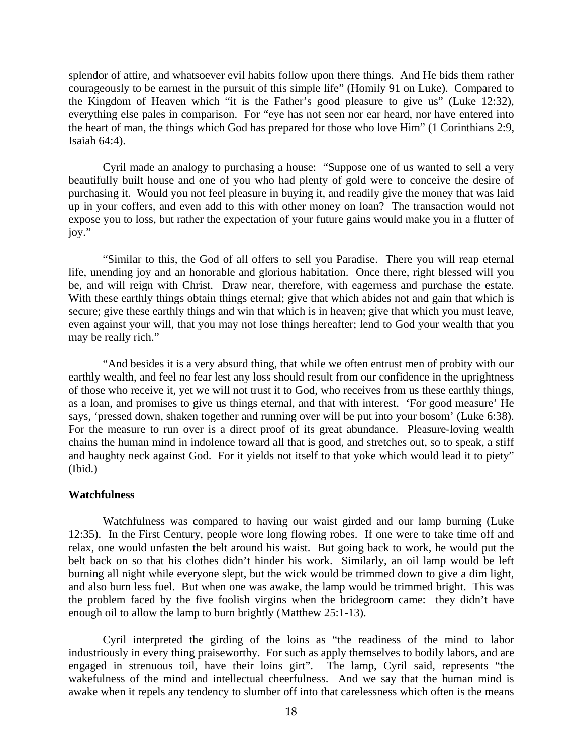splendor of attire, and whatsoever evil habits follow upon there things. And He bids them rather courageously to be earnest in the pursuit of this simple life" (Homily 91 on Luke). Compared to the Kingdom of Heaven which "it is the Father's good pleasure to give us" (Luke 12:32), everything else pales in comparison. For "eye has not seen nor ear heard, nor have entered into the heart of man, the things which God has prepared for those who love Him" (1 Corinthians 2:9, Isaiah 64:4).

Cyril made an analogy to purchasing a house: "Suppose one of us wanted to sell a very beautifully built house and one of you who had plenty of gold were to conceive the desire of purchasing it. Would you not feel pleasure in buying it, and readily give the money that was laid up in your coffers, and even add to this with other money on loan? The transaction would not expose you to loss, but rather the expectation of your future gains would make you in a flutter of joy."

"Similar to this, the God of all offers to sell you Paradise. There you will reap eternal life, unending joy and an honorable and glorious habitation. Once there, right blessed will you be, and will reign with Christ. Draw near, therefore, with eagerness and purchase the estate. With these earthly things obtain things eternal; give that which abides not and gain that which is secure; give these earthly things and win that which is in heaven; give that which you must leave, even against your will, that you may not lose things hereafter; lend to God your wealth that you may be really rich."

"And besides it is a very absurd thing, that while we often entrust men of probity with our earthly wealth, and feel no fear lest any loss should result from our confidence in the uprightness of those who receive it, yet we will not trust it to God, who receives from us these earthly things, as a loan, and promises to give us things eternal, and that with interest. 'For good measure' He says, 'pressed down, shaken together and running over will be put into your bosom' (Luke 6:38). For the measure to run over is a direct proof of its great abundance. Pleasure-loving wealth chains the human mind in indolence toward all that is good, and stretches out, so to speak, a stiff and haughty neck against God. For it yields not itself to that yoke which would lead it to piety" (Ibid.)

**Watchfulness**

Watchfulness was compared to having our waist girded and our lamp burning (Luke 12:35). In the First Century, people wore long flowing robes. If one were to take time off and relax, one would unfasten the belt around his waist. But going back to work, he would put the belt back on so that his clothes didn't hinder his work. Similarly, an oil lamp would be left burning all night while everyone slept, but the wick would be trimmed down to give a dim light, and also burn less fuel. But when one was awake, the lamp would be trimmed bright. This was the problem faced by the five foolish virgins when the bridegroom came: they didn't have enough oil to allow the lamp to burn brightly (Matthew 25:1-13).

Cyril interpreted the girding of the loins as "the readiness of the mind to labor industriously in every thing praiseworthy. For such as apply themselves to bodily labors, and are engaged in strenuous toil, have their loins girt". The lamp, Cyril said, represents "the wakefulness of the mind and intellectual cheerfulness. And we say that the human mind is awake when it repels any tendency to slumber off into that carelessness which often is the means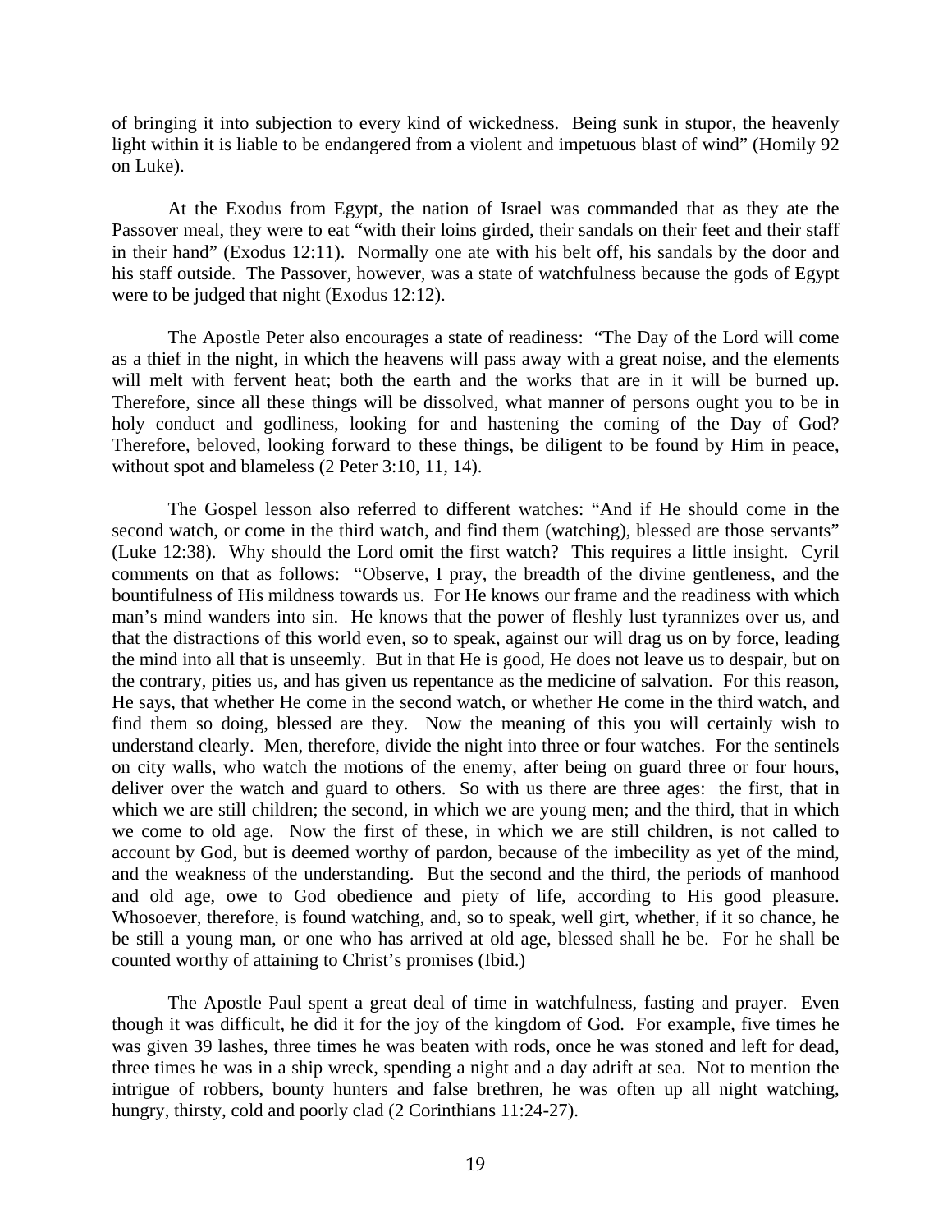of bringing it into subjection to every kind of wickedness. Being sunk in stupor, the heavenly light within it is liable to be endangered from a violent and impetuous blast of wind" (Homily 92 on Luke).

At the Exodus from Egypt, the nation of Israel was commanded that as they ate the Passover meal, they were to eat "with their loins girded, their sandals on their feet and their staff in their hand" (Exodus 12:11). Normally one ate with his belt off, his sandals by the door and his staff outside. The Passover, however, was a state of watchfulness because the gods of Egypt were to be judged that night (Exodus 12:12).

The Apostle Peter also encourages a state of readiness: "The Day of the Lord will come as a thief in the night, in which the heavens will pass away with a great noise, and the elements will melt with fervent heat; both the earth and the works that are in it will be burned up. Therefore, since all these things will be dissolved, what manner of persons ought you to be in holy conduct and godliness, looking for and hastening the coming of the Day of God? Therefore, beloved, looking forward to these things, be diligent to be found by Him in peace, without spot and blameless (2 Peter 3:10, 11, 14).

The Gospel lesson also referred to different watches: "And if He should come in the second watch, or come in the third watch, and find them (watching), blessed are those servants" (Luke 12:38). Why should the Lord omit the first watch? This requires a little insight. Cyril comments on that as follows: "Observe, I pray, the breadth of the divine gentleness, and the bountifulness of His mildness towards us. For He knows our frame and the readiness with which man's mind wanders into sin. He knows that the power of fleshly lust tyrannizes over us, and that the distractions of this world even, so to speak, against our will drag us on by force, leading the mind into all that is unseemly. But in that He is good, He does not leave us to despair, but on the contrary, pities us, and has given us repentance as the medicine of salvation. For this reason, He says, that whether He come in the second watch, or whether He come in the third watch, and find them so doing, blessed are they. Now the meaning of this you will certainly wish to understand clearly. Men, therefore, divide the night into three or four watches. For the sentinels on city walls, who watch the motions of the enemy, after being on guard three or four hours, deliver over the watch and guard to others. So with us there are three ages: the first, that in which we are still children; the second, in which we are young men; and the third, that in which we come to old age. Now the first of these, in which we are still children, is not called to account by God, but is deemed worthy of pardon, because of the imbecility as yet of the mind, and the weakness of the understanding. But the second and the third, the periods of manhood and old age, owe to God obedience and piety of life, according to His good pleasure. Whosoever, therefore, is found watching, and, so to speak, well girt, whether, if it so chance, he be still a young man, or one who has arrived at old age, blessed shall he be. For he shall be counted worthy of attaining to Christ's promises (Ibid.)

The Apostle Paul spent a great deal of time in watchfulness, fasting and prayer. Even though it was difficult, he did it for the joy of the kingdom of God. For example, five times he was given 39 lashes, three times he was beaten with rods, once he was stoned and left for dead, three times he was in a ship wreck, spending a night and a day adrift at sea. Not to mention the intrigue of robbers, bounty hunters and false brethren, he was often up all night watching, hungry, thirsty, cold and poorly clad (2 Corinthians 11:24-27).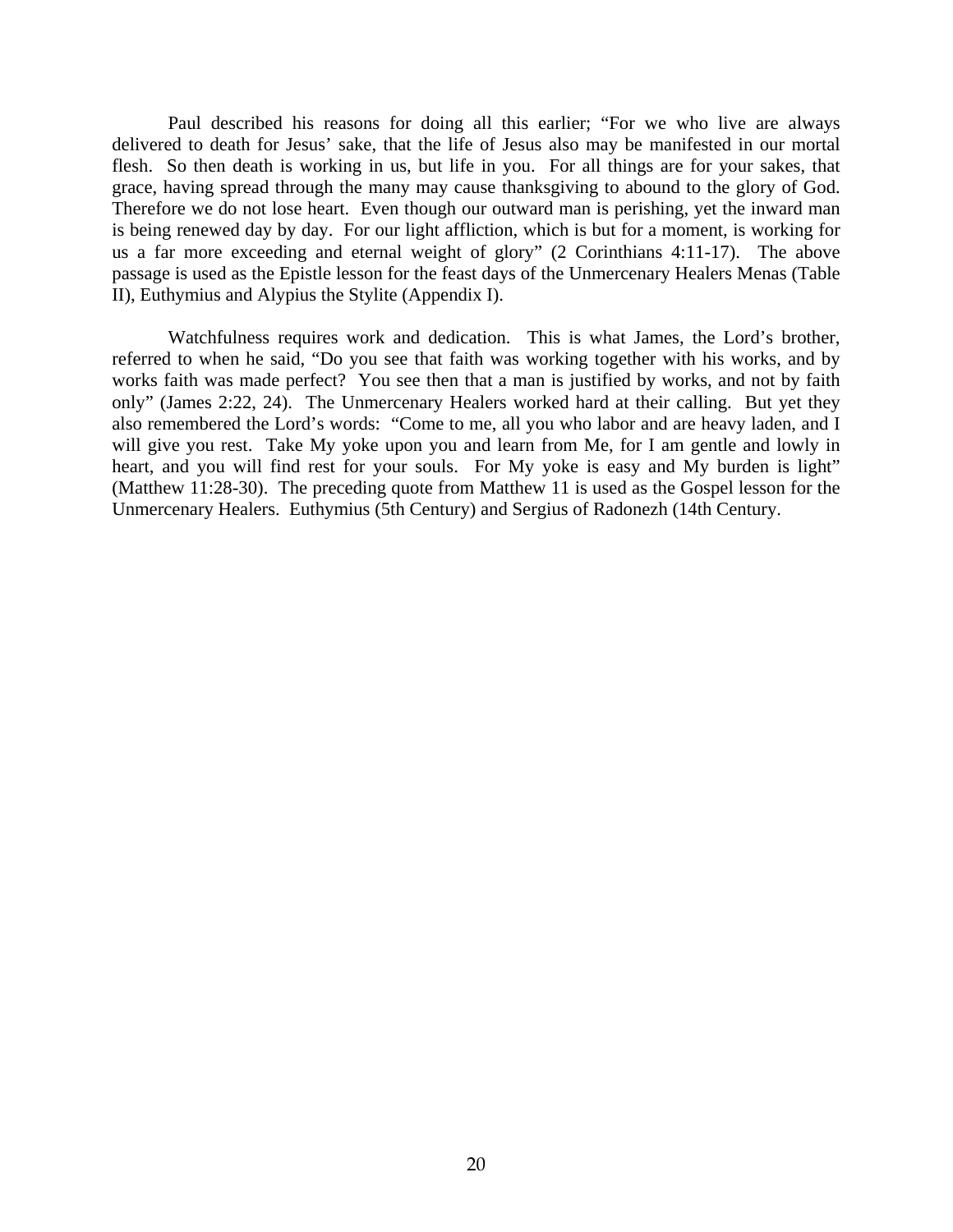Paul described his reasons for doing all this earlier; “For we who live are always delivered to death for Jesus’ sake, that the life of Jesus also may be manifested in our mortal flesh. So then death is working in us, but life in you. For all things are for your sakes, that grace, having spread through the many may cause thanksgiving to abound to the glory of God. Therefore we do not lose heart. Even though our outward man is perishing, yet the inward man is being renewed day by day. For our light affliction, which is but for a moment, is working for us a far more exceeding and eternal weight of glory” (2 Corinthians 4:11-17). The above passage is used as the Epistle lesson for the feast days of the Unmercenary Healers Menas (Table II), Euthymius and Alypius the Stylite (Appendix I).

Watchfulness requires work and dedication. This is what James, the Lord’s brother, referred to when he said, “Do you see that faith was working together with his works, and by works faith was made perfect? You see then that a man is justified by works, and not by faith only” (James 2:22, 24). The Unmercenary Healers worked hard at their calling. But yet they also remembered the Lord’s words: “Come to me, all you who labor and are heavy laden, and I will give you rest. Take My yoke upon you and learn from Me, for I am gentle and lowly in heart, and you will find rest for your souls. For My yoke is easy and My burden is light” (Matthew 11:28-30). The preceding quote from Matthew 11 is used as the Gospel lesson for the Unmercenary Healers. Euthymius (5th Century) and Sergius of Radonezh (14th Century.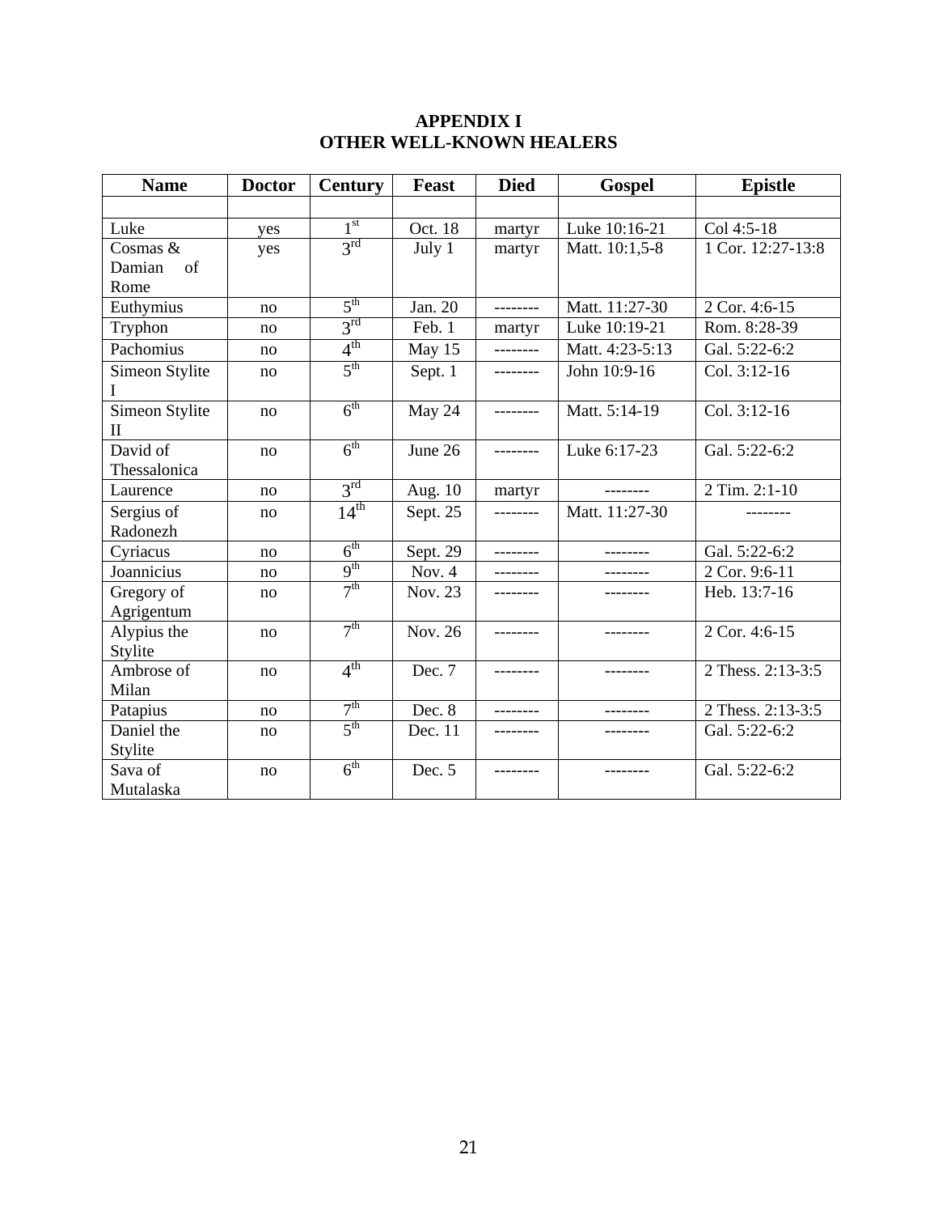# APPENDIX I
# OTHER WELL-KNOWN HEALERS

| Name | Doctor | Century | Feast | Died | Gospel | Epistle |
|---|---|---|---|---|---|---|
| | | | | | | |
| Luke | yes | 1st | Oct. 18 | martyr | Luke 10:16-21 | Col 4:5-18 |
| Cosmas & Damian of Rome | yes | 3rd | July 1 | martyr | Matt. 10:1,5-8 | 1 Cor. 12:27-13:8 |
| Euthymius | no | 5th | Jan. 20 | -------- | Matt. 11:27-30 | 2 Cor. 4:6-15 |
| Tryphon | no | 3rd | Feb. 1 | martyr | Luke 10:19-21 | Rom. 8:28-39 |
| Pachomius | no | 4th | May 15 | -------- | Matt. 4:23-5:13 | Gal. 5:22-6:2 |
| Simeon Stylite I | no | 5th | Sept. 1 | -------- | John 10:9-16 | Col. 3:12-16 |
| Simeon Stylite II | no | 6th | May 24 | -------- | Matt. 5:14-19 | Col. 3:12-16 |
| David of Thessalonica | no | 6th | June 26 | -------- | Luke 6:17-23 | Gal. 5:22-6:2 |
| Laurence | no | 3rd | Aug. 10 | martyr | -------- | 2 Tim. 2:1-10 |
| Sergius of Radonezh | no | 14th | Sept. 25 | -------- | Matt. 11:27-30 | -------- |
| Cyriacus | no | 6th | Sept. 29 | -------- | -------- | Gal. 5:22-6:2 |
| Joannicius | no | 9th | Nov. 4 | -------- | -------- | 2 Cor. 9:6-11 |
| Gregory of Agrigentum | no | 7th | Nov. 23 | -------- | -------- | Heb. 13:7-16 |
| Alypius the Stylite | no | 7th | Nov. 26 | -------- | -------- | 2 Cor. 4:6-15 |
| Ambrose of Milan | no | 4th | Dec. 7 | -------- | -------- | 2 Thess. 2:13-3:5 |
| Patapius | no | 7th | Dec. 8 | -------- | -------- | 2 Thess. 2:13-3:5 |
| Daniel the Stylite | no | 5th | Dec. 11 | -------- | -------- | Gal. 5:22-6:2 |
| Sava of Mutalaska | no | 6th | Dec. 5 | -------- | -------- | Gal. 5:22-6:2 |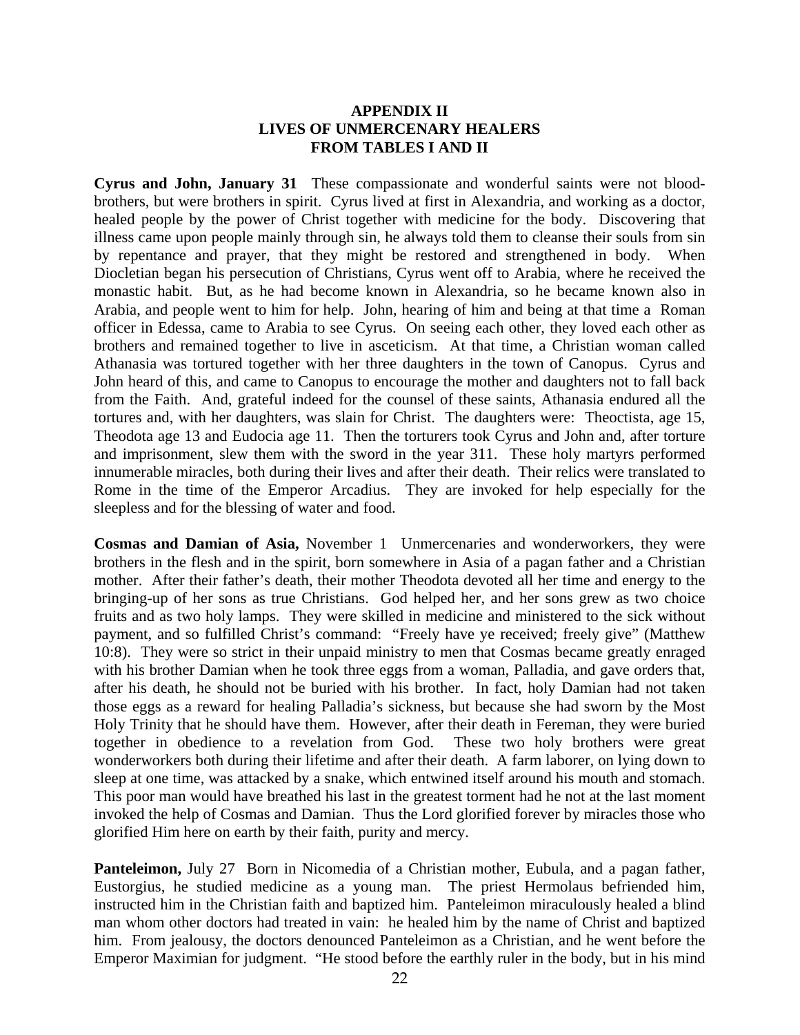# APPENDIX II
# LIVES OF UNMERCENARY HEALERS
# FROM TABLES I AND II

**Cyrus and John, January 31** These compassionate and wonderful saints were not blood-brothers, but were brothers in spirit. Cyrus lived at first in Alexandria, and working as a doctor, healed people by the power of Christ together with medicine for the body. Discovering that illness came upon people mainly through sin, he always told them to cleanse their souls from sin by repentance and prayer, that they might be restored and strengthened in body. When Diocletian began his persecution of Christians, Cyrus went off to Arabia, where he received the monastic habit. But, as he had become known in Alexandria, so he became known also in Arabia, and people went to him for help. John, hearing of him and being at that time a Roman officer in Edessa, came to Arabia to see Cyrus. On seeing each other, they loved each other as brothers and remained together to live in asceticism. At that time, a Christian woman called Athanasia was tortured together with her three daughters in the town of Canopus. Cyrus and John heard of this, and came to Canopus to encourage the mother and daughters not to fall back from the Faith. And, grateful indeed for the counsel of these saints, Athanasia endured all the tortures and, with her daughters, was slain for Christ. The daughters were: Theoctista, age 15, Theodota age 13 and Eudocia age 11. Then the torturers took Cyrus and John and, after torture and imprisonment, slew them with the sword in the year 311. These holy martyrs performed innumerable miracles, both during their lives and after their death. Their relics were translated to Rome in the time of the Emperor Arcadius. They are invoked for help especially for the sleepless and for the blessing of water and food.

**Cosmas and Damian of Asia,** November 1 Unmercenaries and wonderworkers, they were brothers in the flesh and in the spirit, born somewhere in Asia of a pagan father and a Christian mother. After their father's death, their mother Theodota devoted all her time and energy to the bringing-up of her sons as true Christians. God helped her, and her sons grew as two choice fruits and as two holy lamps. They were skilled in medicine and ministered to the sick without payment, and so fulfilled Christ's command: "Freely have ye received; freely give" (Matthew 10:8). They were so strict in their unpaid ministry to men that Cosmas became greatly enraged with his brother Damian when he took three eggs from a woman, Palladia, and gave orders that, after his death, he should not be buried with his brother. In fact, holy Damian had not taken those eggs as a reward for healing Palladia's sickness, but because she had sworn by the Most Holy Trinity that he should have them. However, after their death in Fereman, they were buried together in obedience to a revelation from God. These two holy brothers were great wonderworkers both during their lifetime and after their death. A farm laborer, on lying down to sleep at one time, was attacked by a snake, which entwined itself around his mouth and stomach. This poor man would have breathed his last in the greatest torment had he not at the last moment invoked the help of Cosmas and Damian. Thus the Lord glorified forever by miracles those who glorified Him here on earth by their faith, purity and mercy.

**Panteleimon,** July 27 Born in Nicomedia of a Christian mother, Eubula, and a pagan father, Eustorgius, he studied medicine as a young man. The priest Hermolaus befriended him, instructed him in the Christian faith and baptized him. Panteleimon miraculously healed a blind man whom other doctors had treated in vain: he healed him by the name of Christ and baptized him. From jealousy, the doctors denounced Panteleimon as a Christian, and he went before the Emperor Maximian for judgment. "He stood before the earthly ruler in the body, but in his mind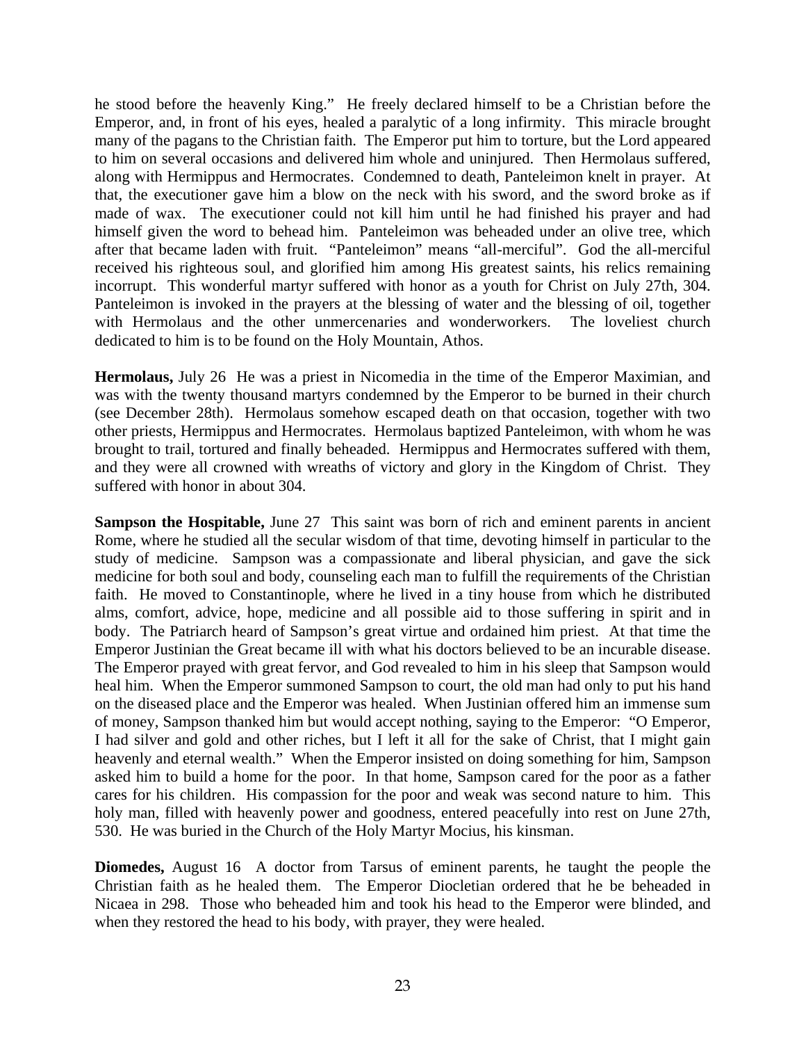he stood before the heavenly King." He freely declared himself to be a Christian before the Emperor, and, in front of his eyes, healed a paralytic of a long infirmity. This miracle brought many of the pagans to the Christian faith. The Emperor put him to torture, but the Lord appeared to him on several occasions and delivered him whole and uninjured. Then Hermolaus suffered, along with Hermippus and Hermocrates. Condemned to death, Panteleimon knelt in prayer. At that, the executioner gave him a blow on the neck with his sword, and the sword broke as if made of wax. The executioner could not kill him until he had finished his prayer and had himself given the word to behead him. Panteleimon was beheaded under an olive tree, which after that became laden with fruit. "Panteleimon" means "all-merciful". God the all-merciful received his righteous soul, and glorified him among His greatest saints, his relics remaining incorrupt. This wonderful martyr suffered with honor as a youth for Christ on July 27th, 304. Panteleimon is invoked in the prayers at the blessing of water and the blessing of oil, together with Hermolaus and the other unmercenaries and wonderworkers. The loveliest church dedicated to him is to be found on the Holy Mountain, Athos.

**Hermolaus,** July 26 He was a priest in Nicomedia in the time of the Emperor Maximian, and was with the twenty thousand martyrs condemned by the Emperor to be burned in their church (see December 28th). Hermolaus somehow escaped death on that occasion, together with two other priests, Hermippus and Hermocrates. Hermolaus baptized Panteleimon, with whom he was brought to trail, tortured and finally beheaded. Hermippus and Hermocrates suffered with them, and they were all crowned with wreaths of victory and glory in the Kingdom of Christ. They suffered with honor in about 304.

**Sampson the Hospitable,** June 27 This saint was born of rich and eminent parents in ancient Rome, where he studied all the secular wisdom of that time, devoting himself in particular to the study of medicine. Sampson was a compassionate and liberal physician, and gave the sick medicine for both soul and body, counseling each man to fulfill the requirements of the Christian faith. He moved to Constantinople, where he lived in a tiny house from which he distributed alms, comfort, advice, hope, medicine and all possible aid to those suffering in spirit and in body. The Patriarch heard of Sampson's great virtue and ordained him priest. At that time the Emperor Justinian the Great became ill with what his doctors believed to be an incurable disease. The Emperor prayed with great fervor, and God revealed to him in his sleep that Sampson would heal him. When the Emperor summoned Sampson to court, the old man had only to put his hand on the diseased place and the Emperor was healed. When Justinian offered him an immense sum of money, Sampson thanked him but would accept nothing, saying to the Emperor: "O Emperor, I had silver and gold and other riches, but I left it all for the sake of Christ, that I might gain heavenly and eternal wealth." When the Emperor insisted on doing something for him, Sampson asked him to build a home for the poor. In that home, Sampson cared for the poor as a father cares for his children. His compassion for the poor and weak was second nature to him. This holy man, filled with heavenly power and goodness, entered peacefully into rest on June 27th, 530. He was buried in the Church of the Holy Martyr Mocius, his kinsman.

**Diomedes,** August 16 A doctor from Tarsus of eminent parents, he taught the people the Christian faith as he healed them. The Emperor Diocletian ordered that he be beheaded in Nicaea in 298. Those who beheaded him and took his head to the Emperor were blinded, and when they restored the head to his body, with prayer, they were healed.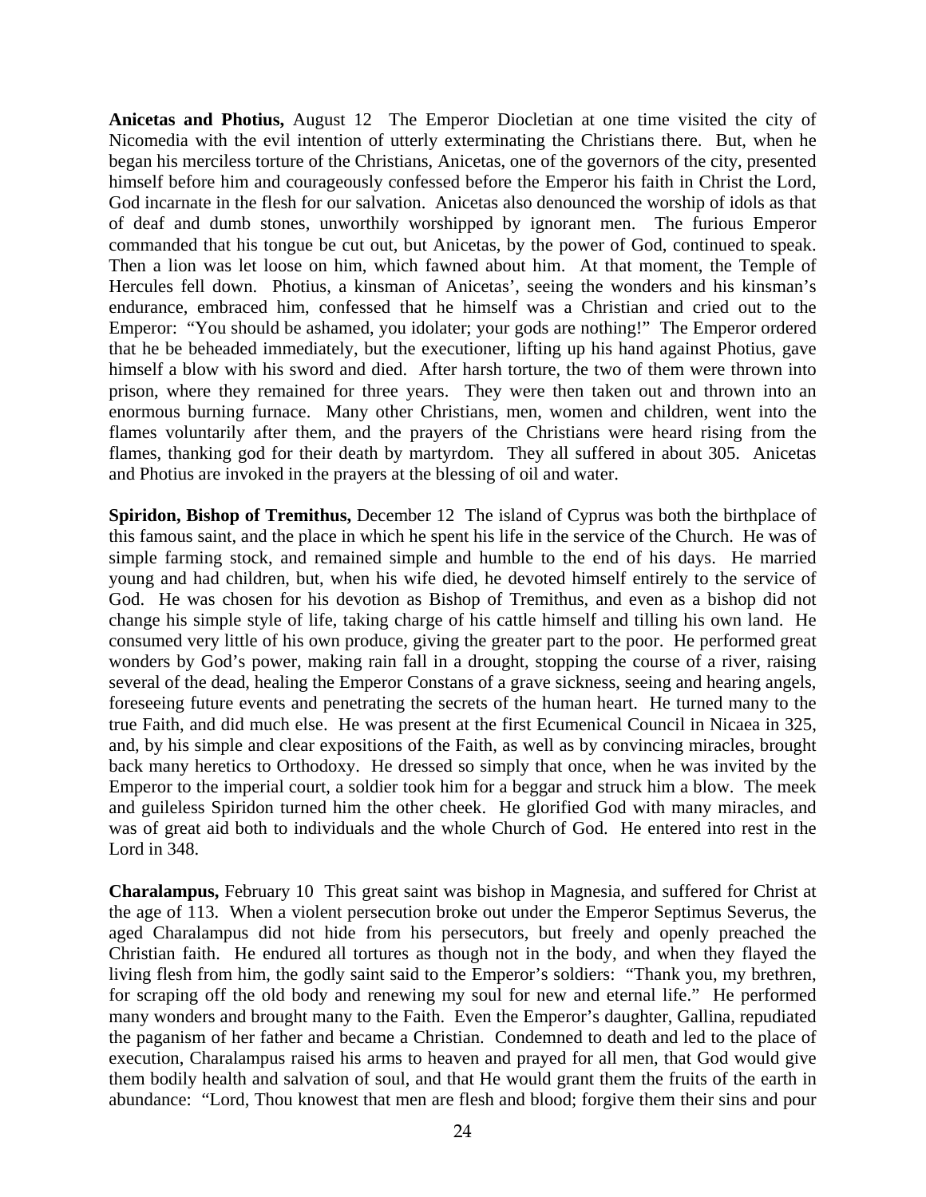**Anicetas and Photius,** August 12 The Emperor Diocletian at one time visited the city of Nicomedia with the evil intention of utterly exterminating the Christians there. But, when he began his merciless torture of the Christians, Anicetas, one of the governors of the city, presented himself before him and courageously confessed before the Emperor his faith in Christ the Lord, God incarnate in the flesh for our salvation. Anicetas also denounced the worship of idols as that of deaf and dumb stones, unworthily worshipped by ignorant men. The furious Emperor commanded that his tongue be cut out, but Anicetas, by the power of God, continued to speak. Then a lion was let loose on him, which fawned about him. At that moment, the Temple of Hercules fell down. Photius, a kinsman of Anicetas', seeing the wonders and his kinsman's endurance, embraced him, confessed that he himself was a Christian and cried out to the Emperor: "You should be ashamed, you idolater; your gods are nothing!" The Emperor ordered that he be beheaded immediately, but the executioner, lifting up his hand against Photius, gave himself a blow with his sword and died. After harsh torture, the two of them were thrown into prison, where they remained for three years. They were then taken out and thrown into an enormous burning furnace. Many other Christians, men, women and children, went into the flames voluntarily after them, and the prayers of the Christians were heard rising from the flames, thanking god for their death by martyrdom. They all suffered in about 305. Anicetas and Photius are invoked in the prayers at the blessing of oil and water.

**Spiridon, Bishop of Tremithus,** December 12 The island of Cyprus was both the birthplace of this famous saint, and the place in which he spent his life in the service of the Church. He was of simple farming stock, and remained simple and humble to the end of his days. He married young and had children, but, when his wife died, he devoted himself entirely to the service of God. He was chosen for his devotion as Bishop of Tremithus, and even as a bishop did not change his simple style of life, taking charge of his cattle himself and tilling his own land. He consumed very little of his own produce, giving the greater part to the poor. He performed great wonders by God's power, making rain fall in a drought, stopping the course of a river, raising several of the dead, healing the Emperor Constans of a grave sickness, seeing and hearing angels, foreseeing future events and penetrating the secrets of the human heart. He turned many to the true Faith, and did much else. He was present at the first Ecumenical Council in Nicaea in 325, and, by his simple and clear expositions of the Faith, as well as by convincing miracles, brought back many heretics to Orthodoxy. He dressed so simply that once, when he was invited by the Emperor to the imperial court, a soldier took him for a beggar and struck him a blow. The meek and guileless Spiridon turned him the other cheek. He glorified God with many miracles, and was of great aid both to individuals and the whole Church of God. He entered into rest in the Lord in 348.

**Charalampus,** February 10 This great saint was bishop in Magnesia, and suffered for Christ at the age of 113. When a violent persecution broke out under the Emperor Septimus Severus, the aged Charalampus did not hide from his persecutors, but freely and openly preached the Christian faith. He endured all tortures as though not in the body, and when they flayed the living flesh from him, the godly saint said to the Emperor's soldiers: "Thank you, my brethren, for scraping off the old body and renewing my soul for new and eternal life." He performed many wonders and brought many to the Faith. Even the Emperor's daughter, Gallina, repudiated the paganism of her father and became a Christian. Condemned to death and led to the place of execution, Charalampus raised his arms to heaven and prayed for all men, that God would give them bodily health and salvation of soul, and that He would grant them the fruits of the earth in abundance: "Lord, Thou knowest that men are flesh and blood; forgive them their sins and pour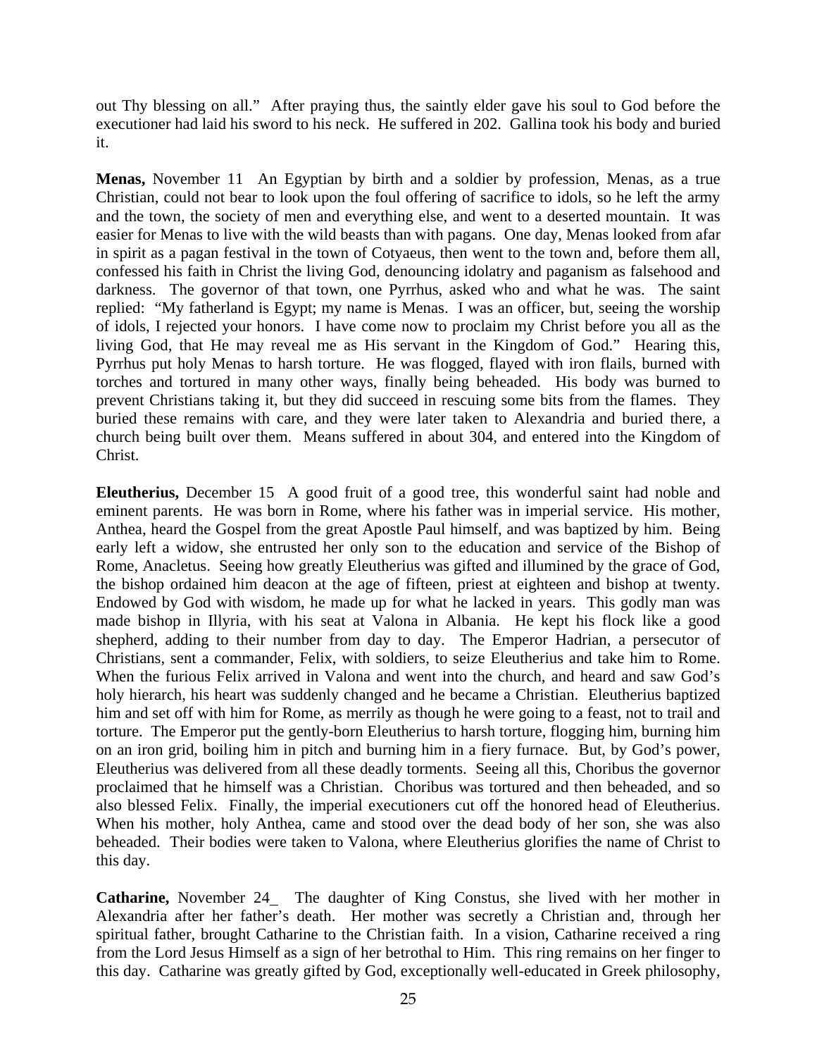out Thy blessing on all." After praying thus, the saintly elder gave his soul to God before the executioner had laid his sword to his neck. He suffered in 202. Gallina took his body and buried it.

**Menas,** November 11 An Egyptian by birth and a soldier by profession, Menas, as a true Christian, could not bear to look upon the foul offering of sacrifice to idols, so he left the army and the town, the society of men and everything else, and went to a deserted mountain. It was easier for Menas to live with the wild beasts than with pagans. One day, Menas looked from afar in spirit as a pagan festival in the town of Cotyaeus, then went to the town and, before them all, confessed his faith in Christ the living God, denouncing idolatry and paganism as falsehood and darkness. The governor of that town, one Pyrrhus, asked who and what he was. The saint replied: "My fatherland is Egypt; my name is Menas. I was an officer, but, seeing the worship of idols, I rejected your honors. I have come now to proclaim my Christ before you all as the living God, that He may reveal me as His servant in the Kingdom of God." Hearing this, Pyrrhus put holy Menas to harsh torture. He was flogged, flayed with iron flails, burned with torches and tortured in many other ways, finally being beheaded. His body was burned to prevent Christians taking it, but they did succeed in rescuing some bits from the flames. They buried these remains with care, and they were later taken to Alexandria and buried there, a church being built over them. Means suffered in about 304, and entered into the Kingdom of Christ.

**Eleutherius,** December 15 A good fruit of a good tree, this wonderful saint had noble and eminent parents. He was born in Rome, where his father was in imperial service. His mother, Anthea, heard the Gospel from the great Apostle Paul himself, and was baptized by him. Being early left a widow, she entrusted her only son to the education and service of the Bishop of Rome, Anacletus. Seeing how greatly Eleutherius was gifted and illumined by the grace of God, the bishop ordained him deacon at the age of fifteen, priest at eighteen and bishop at twenty. Endowed by God with wisdom, he made up for what he lacked in years. This godly man was made bishop in Illyria, with his seat at Valona in Albania. He kept his flock like a good shepherd, adding to their number from day to day. The Emperor Hadrian, a persecutor of Christians, sent a commander, Felix, with soldiers, to seize Eleutherius and take him to Rome. When the furious Felix arrived in Valona and went into the church, and heard and saw God's holy hierarch, his heart was suddenly changed and he became a Christian. Eleutherius baptized him and set off with him for Rome, as merrily as though he were going to a feast, not to trail and torture. The Emperor put the gently-born Eleutherius to harsh torture, flogging him, burning him on an iron grid, boiling him in pitch and burning him in a fiery furnace. But, by God's power, Eleutherius was delivered from all these deadly torments. Seeing all this, Choribus the governor proclaimed that he himself was a Christian. Choribus was tortured and then beheaded, and so also blessed Felix. Finally, the imperial executioners cut off the honored head of Eleutherius. When his mother, holy Anthea, came and stood over the dead body of her son, she was also beheaded. Their bodies were taken to Valona, where Eleutherius glorifies the name of Christ to this day.

**Catharine,** November 24 The daughter of King Constus, she lived with her mother in Alexandria after her father's death. Her mother was secretly a Christian and, through her spiritual father, brought Catharine to the Christian faith. In a vision, Catharine received a ring from the Lord Jesus Himself as a sign of her betrothal to Him. This ring remains on her finger to this day. Catharine was greatly gifted by God, exceptionally well-educated in Greek philosophy,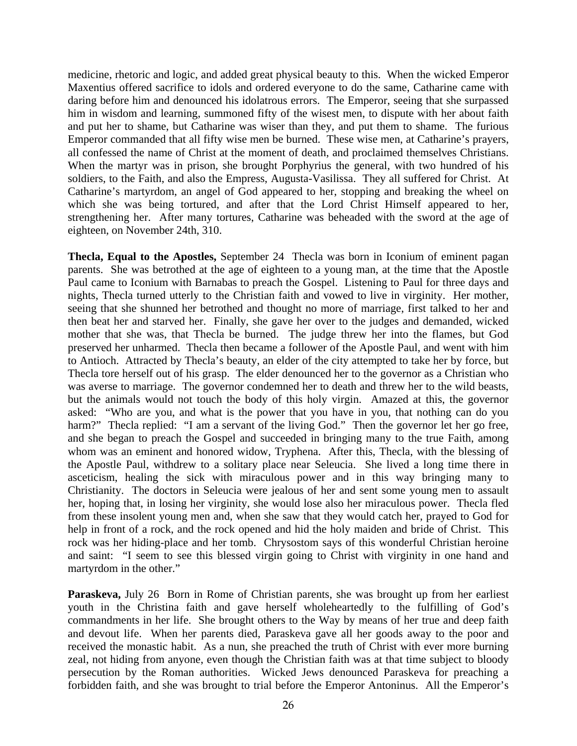medicine, rhetoric and logic, and added great physical beauty to this. When the wicked Emperor Maxentius offered sacrifice to idols and ordered everyone to do the same, Catharine came with daring before him and denounced his idolatrous errors. The Emperor, seeing that she surpassed him in wisdom and learning, summoned fifty of the wisest men, to dispute with her about faith and put her to shame, but Catharine was wiser than they, and put them to shame. The furious Emperor commanded that all fifty wise men be burned. These wise men, at Catharine's prayers, all confessed the name of Christ at the moment of death, and proclaimed themselves Christians. When the martyr was in prison, she brought Porphyrius the general, with two hundred of his soldiers, to the Faith, and also the Empress, Augusta-Vasilissa. They all suffered for Christ. At Catharine's martyrdom, an angel of God appeared to her, stopping and breaking the wheel on which she was being tortured, and after that the Lord Christ Himself appeared to her, strengthening her. After many tortures, Catharine was beheaded with the sword at the age of eighteen, on November 24th, 310.

**Thecla, Equal to the Apostles,** September 24 Thecla was born in Iconium of eminent pagan parents. She was betrothed at the age of eighteen to a young man, at the time that the Apostle Paul came to Iconium with Barnabas to preach the Gospel. Listening to Paul for three days and nights, Thecla turned utterly to the Christian faith and vowed to live in virginity. Her mother, seeing that she shunned her betrothed and thought no more of marriage, first talked to her and then beat her and starved her. Finally, she gave her over to the judges and demanded, wicked mother that she was, that Thecla be burned. The judge threw her into the flames, but God preserved her unharmed. Thecla then became a follower of the Apostle Paul, and went with him to Antioch. Attracted by Thecla's beauty, an elder of the city attempted to take her by force, but Thecla tore herself out of his grasp. The elder denounced her to the governor as a Christian who was averse to marriage. The governor condemned her to death and threw her to the wild beasts, but the animals would not touch the body of this holy virgin. Amazed at this, the governor asked: "Who are you, and what is the power that you have in you, that nothing can do you harm?" Thecla replied: "I am a servant of the living God." Then the governor let her go free, and she began to preach the Gospel and succeeded in bringing many to the true Faith, among whom was an eminent and honored widow, Tryphena. After this, Thecla, with the blessing of the Apostle Paul, withdrew to a solitary place near Seleucia. She lived a long time there in asceticism, healing the sick with miraculous power and in this way bringing many to Christianity. The doctors in Seleucia were jealous of her and sent some young men to assault her, hoping that, in losing her virginity, she would lose also her miraculous power. Thecla fled from these insolent young men and, when she saw that they would catch her, prayed to God for help in front of a rock, and the rock opened and hid the holy maiden and bride of Christ. This rock was her hiding-place and her tomb. Chrysostom says of this wonderful Christian heroine and saint: "I seem to see this blessed virgin going to Christ with virginity in one hand and martyrdom in the other."

**Paraskeva,** July 26 Born in Rome of Christian parents, she was brought up from her earliest youth in the Christina faith and gave herself wholeheartedly to the fulfilling of God's commandments in her life. She brought others to the Way by means of her true and deep faith and devout life. When her parents died, Paraskeva gave all her goods away to the poor and received the monastic habit. As a nun, she preached the truth of Christ with ever more burning zeal, not hiding from anyone, even though the Christian faith was at that time subject to bloody persecution by the Roman authorities. Wicked Jews denounced Paraskeva for preaching a forbidden faith, and she was brought to trial before the Emperor Antoninus. All the Emperor's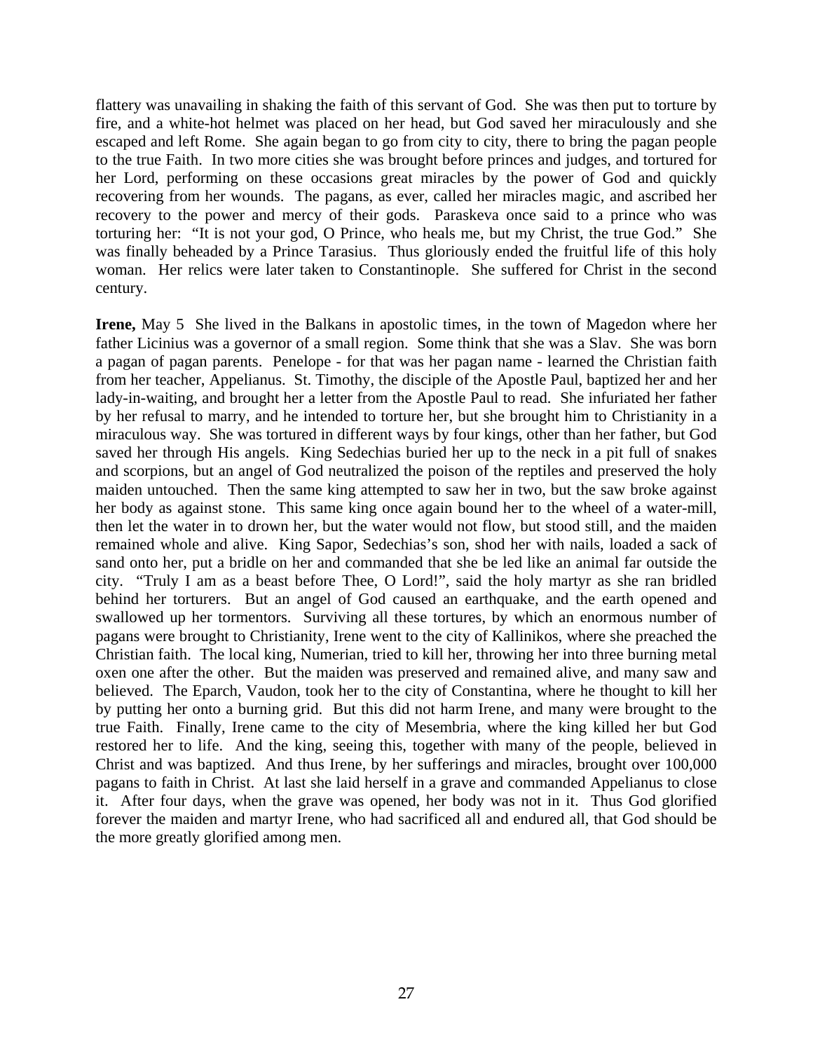flattery was unavailing in shaking the faith of this servant of God. She was then put to torture by fire, and a white-hot helmet was placed on her head, but God saved her miraculously and she escaped and left Rome. She again began to go from city to city, there to bring the pagan people to the true Faith. In two more cities she was brought before princes and judges, and tortured for her Lord, performing on these occasions great miracles by the power of God and quickly recovering from her wounds. The pagans, as ever, called her miracles magic, and ascribed her recovery to the power and mercy of their gods. Paraskeva once said to a prince who was torturing her: "It is not your god, O Prince, who heals me, but my Christ, the true God." She was finally beheaded by a Prince Tarasius. Thus gloriously ended the fruitful life of this holy woman. Her relics were later taken to Constantinople. She suffered for Christ in the second century.

**Irene,** May 5 She lived in the Balkans in apostolic times, in the town of Magedon where her father Licinius was a governor of a small region. Some think that she was a Slav. She was born a pagan of pagan parents. Penelope - for that was her pagan name - learned the Christian faith from her teacher, Appelianus. St. Timothy, the disciple of the Apostle Paul, baptized her and her lady-in-waiting, and brought her a letter from the Apostle Paul to read. She infuriated her father by her refusal to marry, and he intended to torture her, but she brought him to Christianity in a miraculous way. She was tortured in different ways by four kings, other than her father, but God saved her through His angels. King Sedechias buried her up to the neck in a pit full of snakes and scorpions, but an angel of God neutralized the poison of the reptiles and preserved the holy maiden untouched. Then the same king attempted to saw her in two, but the saw broke against her body as against stone. This same king once again bound her to the wheel of a water-mill, then let the water in to drown her, but the water would not flow, but stood still, and the maiden remained whole and alive. King Sapor, Sedechias's son, shod her with nails, loaded a sack of sand onto her, put a bridle on her and commanded that she be led like an animal far outside the city. "Truly I am as a beast before Thee, O Lord!", said the holy martyr as she ran bridled behind her torturers. But an angel of God caused an earthquake, and the earth opened and swallowed up her tormentors. Surviving all these tortures, by which an enormous number of pagans were brought to Christianity, Irene went to the city of Kallinikos, where she preached the Christian faith. The local king, Numerian, tried to kill her, throwing her into three burning metal oxen one after the other. But the maiden was preserved and remained alive, and many saw and believed. The Eparch, Vaudon, took her to the city of Constantina, where he thought to kill her by putting her onto a burning grid. But this did not harm Irene, and many were brought to the true Faith. Finally, Irene came to the city of Mesembria, where the king killed her but God restored her to life. And the king, seeing this, together with many of the people, believed in Christ and was baptized. And thus Irene, by her sufferings and miracles, brought over 100,000 pagans to faith in Christ. At last she laid herself in a grave and commanded Appelianus to close it. After four days, when the grave was opened, her body was not in it. Thus God glorified forever the maiden and martyr Irene, who had sacrificed all and endured all, that God should be the more greatly glorified among men.